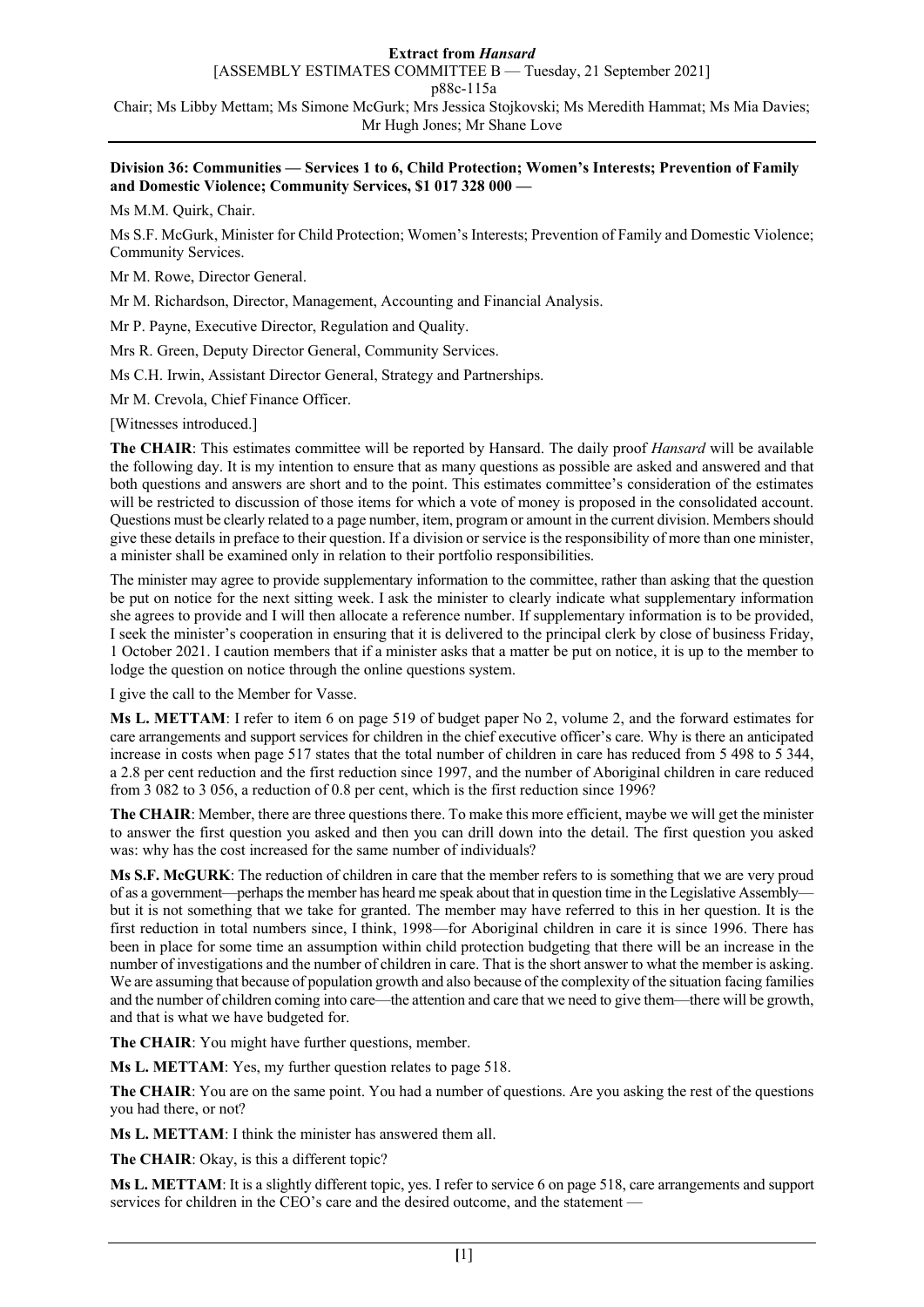**Extract from *Hansard***

[ASSEMBLY ESTIMATES COMMITTEE B — Tuesday, 21 September 2021]

p88c-115a

Chair; Ms Libby Mettam; Ms Simone McGurk; Mrs Jessica Stojkovski; Ms Meredith Hammat; Ms Mia Davies; Mr Hugh Jones; Mr Shane Love

**Division 36: Communities — Services 1 to 6, Child Protection; Women's Interests; Prevention of Family and Domestic Violence; Community Services, $1 017 328 000 —**

Ms M.M. Quirk, Chair.

Ms S.F. McGurk, Minister for Child Protection; Women's Interests; Prevention of Family and Domestic Violence; Community Services.

Mr M. Rowe, Director General.

Mr M. Richardson, Director, Management, Accounting and Financial Analysis.

Mr P. Payne, Executive Director, Regulation and Quality.

Mrs R. Green, Deputy Director General, Community Services.

Ms C.H. Irwin, Assistant Director General, Strategy and Partnerships.

Mr M. Crevola, Chief Finance Officer.

[Witnesses introduced.]

**The CHAIR**: This estimates committee will be reported by Hansard. The daily proof *Hansard* will be available the following day. It is my intention to ensure that as many questions as possible are asked and answered and that both questions and answers are short and to the point. This estimates committee's consideration of the estimates will be restricted to discussion of those items for which a vote of money is proposed in the consolidated account. Questions must be clearly related to a page number, item, program or amount in the current division. Members should give these details in preface to their question. If a division or service is the responsibility of more than one minister, a minister shall be examined only in relation to their portfolio responsibilities.

The minister may agree to provide supplementary information to the committee, rather than asking that the question be put on notice for the next sitting week. I ask the minister to clearly indicate what supplementary information she agrees to provide and I will then allocate a reference number. If supplementary information is to be provided, I seek the minister's cooperation in ensuring that it is delivered to the principal clerk by close of business Friday, 1 October 2021. I caution members that if a minister asks that a matter be put on notice, it is up to the member to lodge the question on notice through the online questions system.

I give the call to the Member for Vasse.

**Ms L. METTAM**: I refer to item 6 on page 519 of budget paper No 2, volume 2, and the forward estimates for care arrangements and support services for children in the chief executive officer's care. Why is there an anticipated increase in costs when page 517 states that the total number of children in care has reduced from 5 498 to 5 344, a 2.8 per cent reduction and the first reduction since 1997, and the number of Aboriginal children in care reduced from 3 082 to 3 056, a reduction of 0.8 per cent, which is the first reduction since 1996?

**The CHAIR**: Member, there are three questions there. To make this more efficient, maybe we will get the minister to answer the first question you asked and then you can drill down into the detail. The first question you asked was: why has the cost increased for the same number of individuals?

**Ms S.F. McGURK**: The reduction of children in care that the member refers to is something that we are very proud of as a government—perhaps the member has heard me speak about that in question time in the Legislative Assembly—but it is not something that we take for granted. The member may have referred to this in her question. It is the first reduction in total numbers since, I think, 1998—for Aboriginal children in care it is since 1996. There has been in place for some time an assumption within child protection budgeting that there will be an increase in the number of investigations and the number of children in care. That is the short answer to what the member is asking. We are assuming that because of population growth and also because of the complexity of the situation facing families and the number of children coming into care—the attention and care that we need to give them—there will be growth, and that is what we have budgeted for.

**The CHAIR**: You might have further questions, member.

**Ms L. METTAM**: Yes, my further question relates to page 518.

**The CHAIR**: You are on the same point. You had a number of questions. Are you asking the rest of the questions you had there, or not?

**Ms L. METTAM**: I think the minister has answered them all.

**The CHAIR**: Okay, is this a different topic?

**Ms L. METTAM**: It is a slightly different topic, yes. I refer to service 6 on page 518, care arrangements and support services for children in the CEO's care and the desired outcome, and the statement —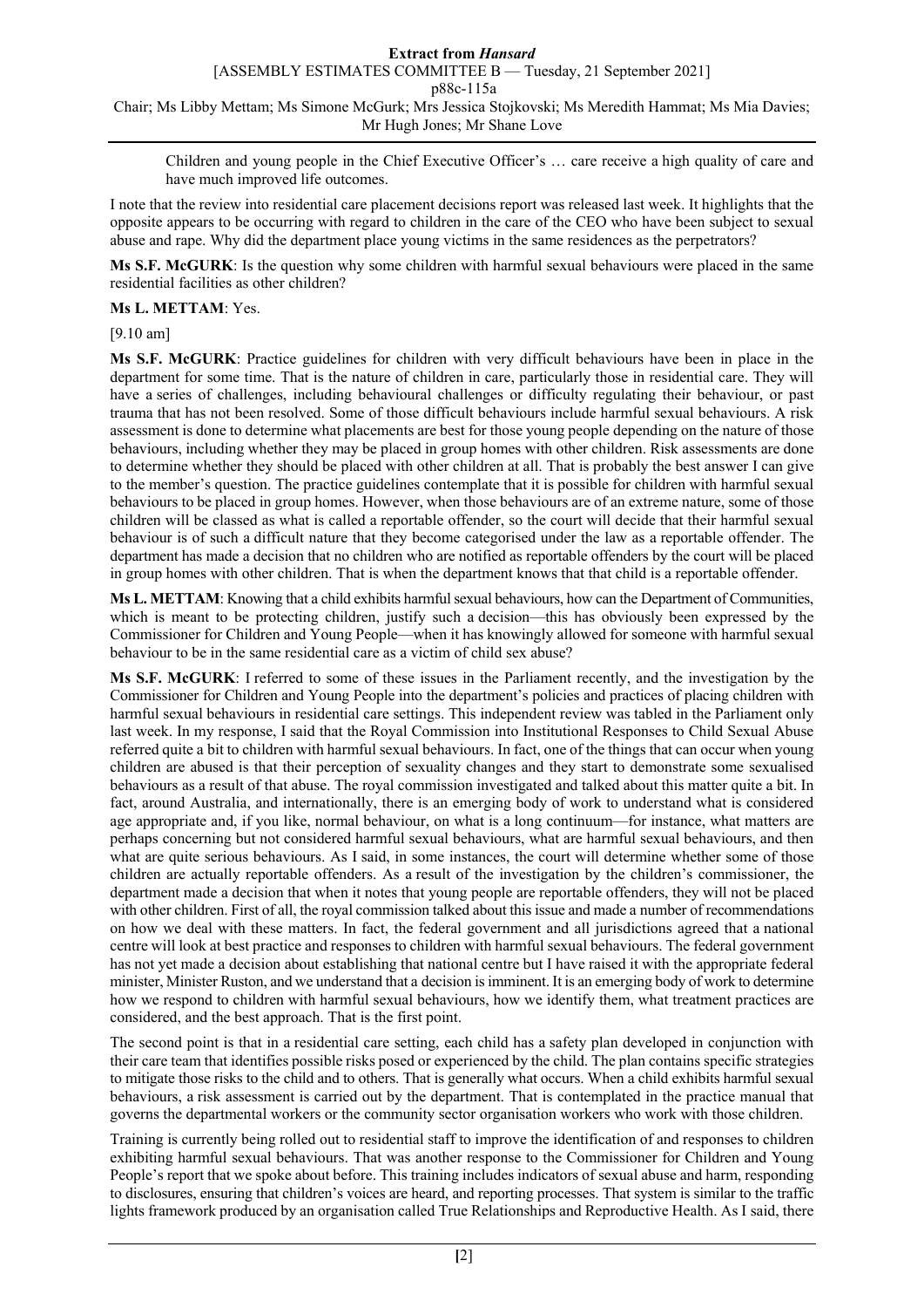Children and young people in the Chief Executive Officer's … care receive a high quality of care and have much improved life outcomes.

I note that the review into residential care placement decisions report was released last week. It highlights that the opposite appears to be occurring with regard to children in the care of the CEO who have been subject to sexual abuse and rape. Why did the department place young victims in the same residences as the perpetrators?

**Ms S.F. McGURK**: Is the question why some children with harmful sexual behaviours were placed in the same residential facilities as other children?

**Ms L. METTAM**: Yes.

[9.10 am]

**Ms S.F. McGURK**: Practice guidelines for children with very difficult behaviours have been in place in the department for some time. That is the nature of children in care, particularly those in residential care. They will have a series of challenges, including behavioural challenges or difficulty regulating their behaviour, or past trauma that has not been resolved. Some of those difficult behaviours include harmful sexual behaviours. A risk assessment is done to determine what placements are best for those young people depending on the nature of those behaviours, including whether they may be placed in group homes with other children. Risk assessments are done to determine whether they should be placed with other children at all. That is probably the best answer I can give to the member's question. The practice guidelines contemplate that it is possible for children with harmful sexual behaviours to be placed in group homes. However, when those behaviours are of an extreme nature, some of those children will be classed as what is called a reportable offender, so the court will decide that their harmful sexual behaviour is of such a difficult nature that they become categorised under the law as a reportable offender. The department has made a decision that no children who are notified as reportable offenders by the court will be placed in group homes with other children. That is when the department knows that that child is a reportable offender.

**Ms L. METTAM**: Knowing that a child exhibits harmful sexual behaviours, how can the Department of Communities, which is meant to be protecting children, justify such a decision—this has obviously been expressed by the Commissioner for Children and Young People—when it has knowingly allowed for someone with harmful sexual behaviour to be in the same residential care as a victim of child sex abuse?

**Ms S.F. McGURK**: I referred to some of these issues in the Parliament recently, and the investigation by the Commissioner for Children and Young People into the department's policies and practices of placing children with harmful sexual behaviours in residential care settings. This independent review was tabled in the Parliament only last week. In my response, I said that the Royal Commission into Institutional Responses to Child Sexual Abuse referred quite a bit to children with harmful sexual behaviours. In fact, one of the things that can occur when young children are abused is that their perception of sexuality changes and they start to demonstrate some sexualised behaviours as a result of that abuse. The royal commission investigated and talked about this matter quite a bit. In fact, around Australia, and internationally, there is an emerging body of work to understand what is considered age appropriate and, if you like, normal behaviour, on what is a long continuum—for instance, what matters are perhaps concerning but not considered harmful sexual behaviours, what are harmful sexual behaviours, and then what are quite serious behaviours. As I said, in some instances, the court will determine whether some of those children are actually reportable offenders. As a result of the investigation by the children's commissioner, the department made a decision that when it notes that young people are reportable offenders, they will not be placed with other children. First of all, the royal commission talked about this issue and made a number of recommendations on how we deal with these matters. In fact, the federal government and all jurisdictions agreed that a national centre will look at best practice and responses to children with harmful sexual behaviours. The federal government has not yet made a decision about establishing that national centre but I have raised it with the appropriate federal minister, Minister Ruston, and we understand that a decision is imminent. It is an emerging body of work to determine how we respond to children with harmful sexual behaviours, how we identify them, what treatment practices are considered, and the best approach. That is the first point.

The second point is that in a residential care setting, each child has a safety plan developed in conjunction with their care team that identifies possible risks posed or experienced by the child. The plan contains specific strategies to mitigate those risks to the child and to others. That is generally what occurs. When a child exhibits harmful sexual behaviours, a risk assessment is carried out by the department. That is contemplated in the practice manual that governs the departmental workers or the community sector organisation workers who work with those children.

Training is currently being rolled out to residential staff to improve the identification of and responses to children exhibiting harmful sexual behaviours. That was another response to the Commissioner for Children and Young People's report that we spoke about before. This training includes indicators of sexual abuse and harm, responding to disclosures, ensuring that children's voices are heard, and reporting processes. That system is similar to the traffic lights framework produced by an organisation called True Relationships and Reproductive Health. As I said, there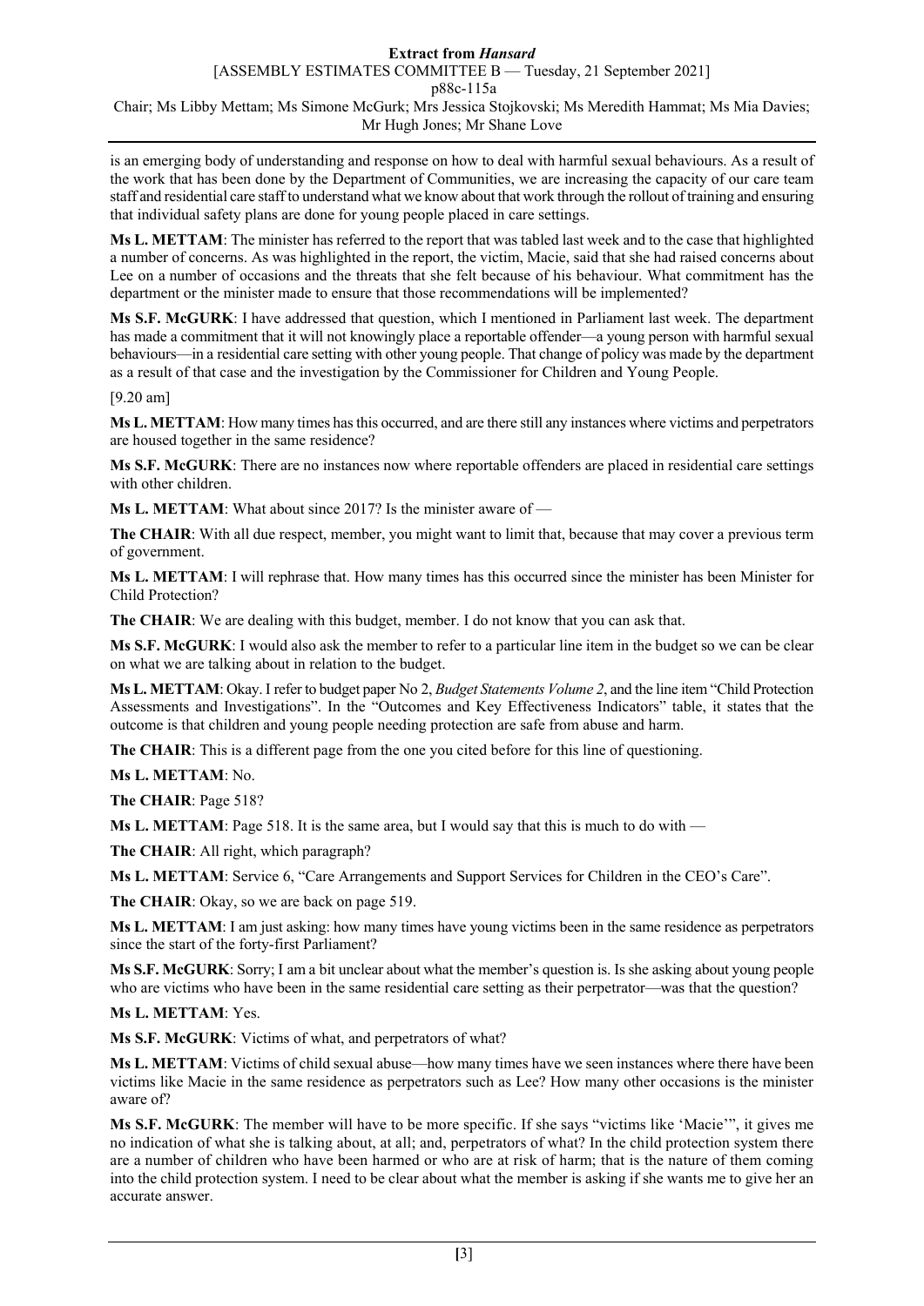is an emerging body of understanding and response on how to deal with harmful sexual behaviours. As a result of the work that has been done by the Department of Communities, we are increasing the capacity of our care team staff and residential care staff to understand what we know about that work through the rollout of training and ensuring that individual safety plans are done for young people placed in care settings.

**Ms L. METTAM**: The minister has referred to the report that was tabled last week and to the case that highlighted a number of concerns. As was highlighted in the report, the victim, Macie, said that she had raised concerns about Lee on a number of occasions and the threats that she felt because of his behaviour. What commitment has the department or the minister made to ensure that those recommendations will be implemented?

**Ms S.F. McGURK**: I have addressed that question, which I mentioned in Parliament last week. The department has made a commitment that it will not knowingly place a reportable offender—a young person with harmful sexual behaviours—in a residential care setting with other young people. That change of policy was made by the department as a result of that case and the investigation by the Commissioner for Children and Young People.

[9.20 am]

**Ms L. METTAM**: How many times has this occurred, and are there still any instances where victims and perpetrators are housed together in the same residence?

**Ms S.F. McGURK**: There are no instances now where reportable offenders are placed in residential care settings with other children.

**Ms L. METTAM**: What about since 2017? Is the minister aware of —

**The CHAIR**: With all due respect, member, you might want to limit that, because that may cover a previous term of government.

**Ms L. METTAM**: I will rephrase that. How many times has this occurred since the minister has been Minister for Child Protection?

**The CHAIR**: We are dealing with this budget, member. I do not know that you can ask that.

**Ms S.F. McGURK**: I would also ask the member to refer to a particular line item in the budget so we can be clear on what we are talking about in relation to the budget.

**Ms L. METTAM**: Okay. I refer to budget paper No 2, *Budget Statements Volume 2*, and the line item "Child Protection Assessments and Investigations". In the "Outcomes and Key Effectiveness Indicators" table, it states that the outcome is that children and young people needing protection are safe from abuse and harm.

**The CHAIR**: This is a different page from the one you cited before for this line of questioning.

**Ms L. METTAM**: No.

**The CHAIR**: Page 518?

**Ms L. METTAM**: Page 518. It is the same area, but I would say that this is much to do with —

**The CHAIR**: All right, which paragraph?

**Ms L. METTAM**: Service 6, "Care Arrangements and Support Services for Children in the CEO's Care".

**The CHAIR**: Okay, so we are back on page 519.

**Ms L. METTAM**: I am just asking: how many times have young victims been in the same residence as perpetrators since the start of the forty-first Parliament?

**Ms S.F. McGURK**: Sorry; I am a bit unclear about what the member's question is. Is she asking about young people who are victims who have been in the same residential care setting as their perpetrator—was that the question?

**Ms L. METTAM**: Yes.

**Ms S.F. McGURK**: Victims of what, and perpetrators of what?

**Ms L. METTAM**: Victims of child sexual abuse—how many times have we seen instances where there have been victims like Macie in the same residence as perpetrators such as Lee? How many other occasions is the minister aware of?

**Ms S.F. McGURK**: The member will have to be more specific. If she says "victims like 'Macie'", it gives me no indication of what she is talking about, at all; and, perpetrators of what? In the child protection system there are a number of children who have been harmed or who are at risk of harm; that is the nature of them coming into the child protection system. I need to be clear about what the member is asking if she wants me to give her an accurate answer.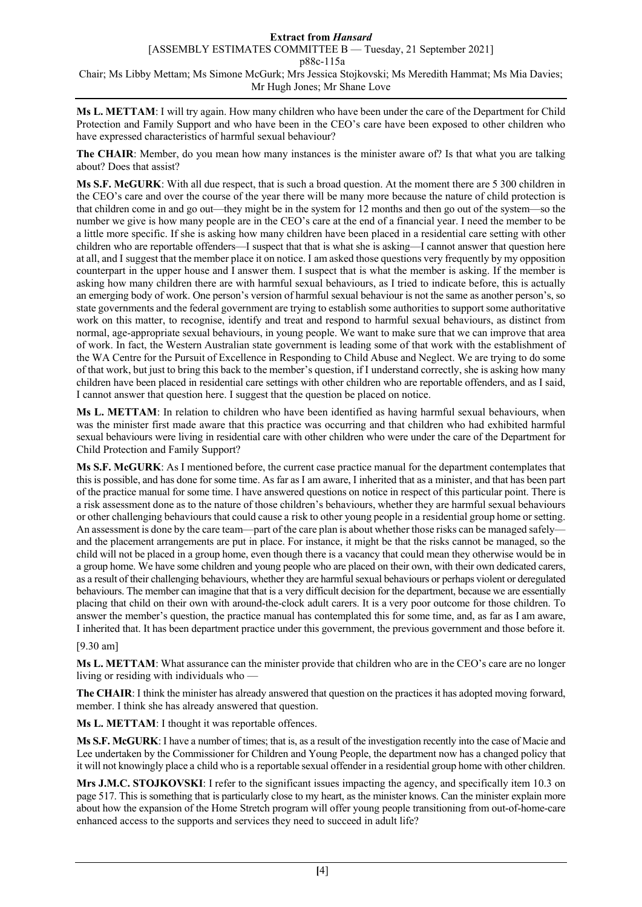**Ms L. METTAM**: I will try again. How many children who have been under the care of the Department for Child Protection and Family Support and who have been in the CEO's care have been exposed to other children who have expressed characteristics of harmful sexual behaviour?

**The CHAIR**: Member, do you mean how many instances is the minister aware of? Is that what you are talking about? Does that assist?

**Ms S.F. McGURK**: With all due respect, that is such a broad question. At the moment there are 5 300 children in the CEO's care and over the course of the year there will be many more because the nature of child protection is that children come in and go out—they might be in the system for 12 months and then go out of the system—so the number we give is how many people are in the CEO's care at the end of a financial year. I need the member to be a little more specific. If she is asking how many children have been placed in a residential care setting with other children who are reportable offenders—I suspect that that is what she is asking—I cannot answer that question here at all, and I suggest that the member place it on notice. I am asked those questions very frequently by my opposition counterpart in the upper house and I answer them. I suspect that is what the member is asking. If the member is asking how many children there are with harmful sexual behaviours, as I tried to indicate before, this is actually an emerging body of work. One person's version of harmful sexual behaviour is not the same as another person's, so state governments and the federal government are trying to establish some authorities to support some authoritative work on this matter, to recognise, identify and treat and respond to harmful sexual behaviours, as distinct from normal, age-appropriate sexual behaviours, in young people. We want to make sure that we can improve that area of work. In fact, the Western Australian state government is leading some of that work with the establishment of the WA Centre for the Pursuit of Excellence in Responding to Child Abuse and Neglect. We are trying to do some of that work, but just to bring this back to the member's question, if I understand correctly, she is asking how many children have been placed in residential care settings with other children who are reportable offenders, and as I said, I cannot answer that question here. I suggest that the question be placed on notice.

**Ms L. METTAM**: In relation to children who have been identified as having harmful sexual behaviours, when was the minister first made aware that this practice was occurring and that children who had exhibited harmful sexual behaviours were living in residential care with other children who were under the care of the Department for Child Protection and Family Support?

**Ms S.F. McGURK**: As I mentioned before, the current case practice manual for the department contemplates that this is possible, and has done for some time. As far as I am aware, I inherited that as a minister, and that has been part of the practice manual for some time. I have answered questions on notice in respect of this particular point. There is a risk assessment done as to the nature of those children's behaviours, whether they are harmful sexual behaviours or other challenging behaviours that could cause a risk to other young people in a residential group home or setting. An assessment is done by the care team—part of the care plan is about whether those risks can be managed safely—and the placement arrangements are put in place. For instance, it might be that the risks cannot be managed, so the child will not be placed in a group home, even though there is a vacancy that could mean they otherwise would be in a group home. We have some children and young people who are placed on their own, with their own dedicated carers, as a result of their challenging behaviours, whether they are harmful sexual behaviours or perhaps violent or deregulated behaviours. The member can imagine that that is a very difficult decision for the department, because we are essentially placing that child on their own with around-the-clock adult carers. It is a very poor outcome for those children. To answer the member's question, the practice manual has contemplated this for some time, and, as far as I am aware, I inherited that. It has been department practice under this government, the previous government and those before it.

[9.30 am]

**Ms L. METTAM**: What assurance can the minister provide that children who are in the CEO's care are no longer living or residing with individuals who —

**The CHAIR**: I think the minister has already answered that question on the practices it has adopted moving forward, member. I think she has already answered that question.

**Ms L. METTAM**: I thought it was reportable offences.

**Ms S.F. McGURK**: I have a number of times; that is, as a result of the investigation recently into the case of Macie and Lee undertaken by the Commissioner for Children and Young People, the department now has a changed policy that it will not knowingly place a child who is a reportable sexual offender in a residential group home with other children.

**Mrs J.M.C. STOJKOVSKI**: I refer to the significant issues impacting the agency, and specifically item 10.3 on page 517. This is something that is particularly close to my heart, as the minister knows. Can the minister explain more about how the expansion of the Home Stretch program will offer young people transitioning from out-of-home-care enhanced access to the supports and services they need to succeed in adult life?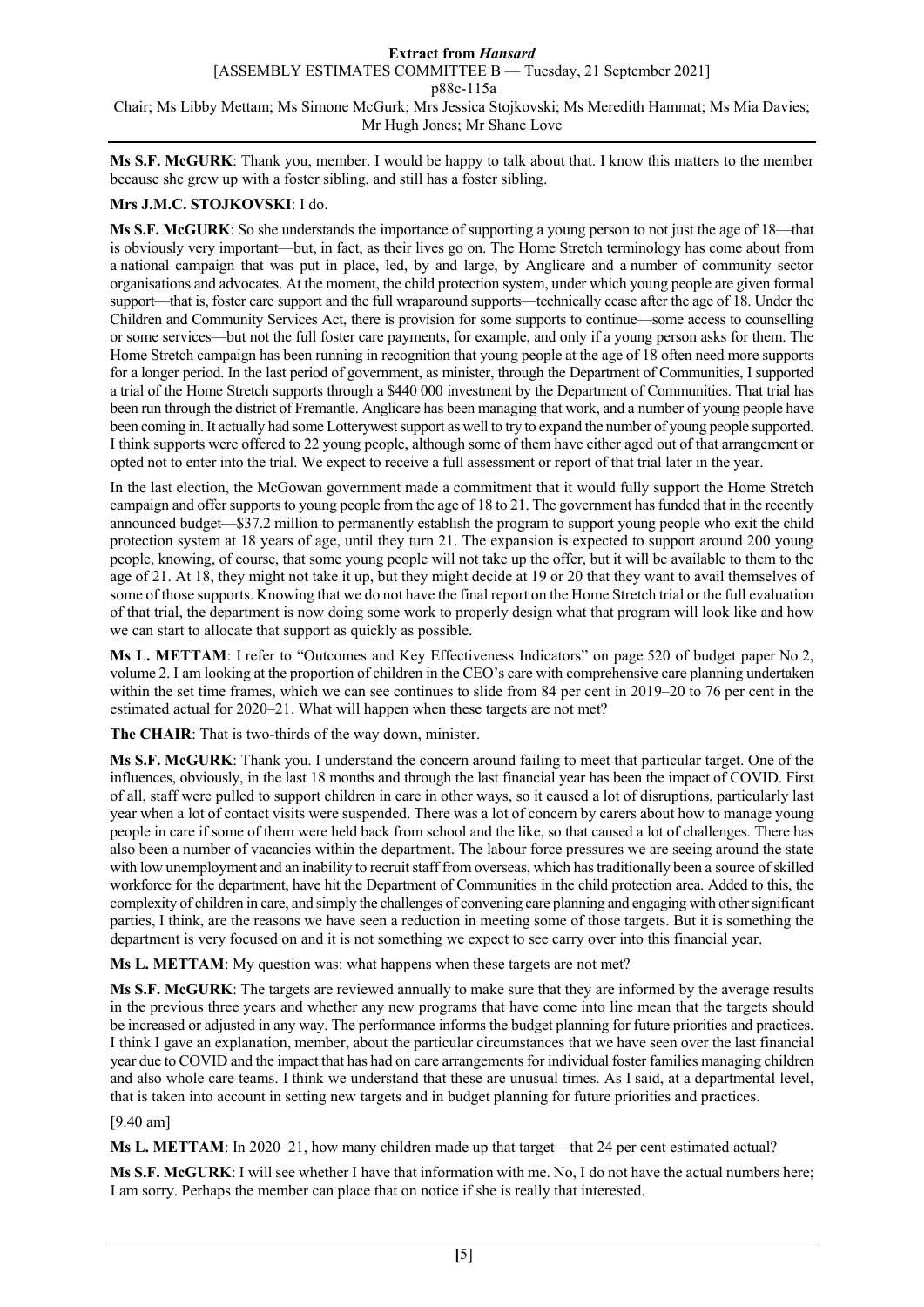**Ms S.F. McGURK**: Thank you, member. I would be happy to talk about that. I know this matters to the member because she grew up with a foster sibling, and still has a foster sibling.

**Mrs J.M.C. STOJKOVSKI**: I do.

**Ms S.F. McGURK**: So she understands the importance of supporting a young person to not just the age of 18—that is obviously very important—but, in fact, as their lives go on. The Home Stretch terminology has come about from a national campaign that was put in place, led, by and large, by Anglicare and a number of community sector organisations and advocates. At the moment, the child protection system, under which young people are given formal support—that is, foster care support and the full wraparound supports—technically cease after the age of 18. Under the Children and Community Services Act, there is provision for some supports to continue—some access to counselling or some services—but not the full foster care payments, for example, and only if a young person asks for them. The Home Stretch campaign has been running in recognition that young people at the age of 18 often need more supports for a longer period. In the last period of government, as minister, through the Department of Communities, I supported a trial of the Home Stretch supports through a $440 000 investment by the Department of Communities. That trial has been run through the district of Fremantle. Anglicare has been managing that work, and a number of young people have been coming in. It actually had some Lotterywest support as well to try to expand the number of young people supported. I think supports were offered to 22 young people, although some of them have either aged out of that arrangement or opted not to enter into the trial. We expect to receive a full assessment or report of that trial later in the year.

In the last election, the McGowan government made a commitment that it would fully support the Home Stretch campaign and offer supports to young people from the age of 18 to 21. The government has funded that in the recently announced budget—$37.2 million to permanently establish the program to support young people who exit the child protection system at 18 years of age, until they turn 21. The expansion is expected to support around 200 young people, knowing, of course, that some young people will not take up the offer, but it will be available to them to the age of 21. At 18, they might not take it up, but they might decide at 19 or 20 that they want to avail themselves of some of those supports. Knowing that we do not have the final report on the Home Stretch trial or the full evaluation of that trial, the department is now doing some work to properly design what that program will look like and how we can start to allocate that support as quickly as possible.

**Ms L. METTAM**: I refer to "Outcomes and Key Effectiveness Indicators" on page 520 of budget paper No 2, volume 2. I am looking at the proportion of children in the CEO's care with comprehensive care planning undertaken within the set time frames, which we can see continues to slide from 84 per cent in 2019–20 to 76 per cent in the estimated actual for 2020–21. What will happen when these targets are not met?

**The CHAIR**: That is two-thirds of the way down, minister.

**Ms S.F. McGURK**: Thank you. I understand the concern around failing to meet that particular target. One of the influences, obviously, in the last 18 months and through the last financial year has been the impact of COVID. First of all, staff were pulled to support children in care in other ways, so it caused a lot of disruptions, particularly last year when a lot of contact visits were suspended. There was a lot of concern by carers about how to manage young people in care if some of them were held back from school and the like, so that caused a lot of challenges. There has also been a number of vacancies within the department. The labour force pressures we are seeing around the state with low unemployment and an inability to recruit staff from overseas, which has traditionally been a source of skilled workforce for the department, have hit the Department of Communities in the child protection area. Added to this, the complexity of children in care, and simply the challenges of convening care planning and engaging with other significant parties, I think, are the reasons we have seen a reduction in meeting some of those targets. But it is something the department is very focused on and it is not something we expect to see carry over into this financial year.

**Ms L. METTAM**: My question was: what happens when these targets are not met?

**Ms S.F. McGURK**: The targets are reviewed annually to make sure that they are informed by the average results in the previous three years and whether any new programs that have come into line mean that the targets should be increased or adjusted in any way. The performance informs the budget planning for future priorities and practices. I think I gave an explanation, member, about the particular circumstances that we have seen over the last financial year due to COVID and the impact that has had on care arrangements for individual foster families managing children and also whole care teams. I think we understand that these are unusual times. As I said, at a departmental level, that is taken into account in setting new targets and in budget planning for future priorities and practices.

[9.40 am]

**Ms L. METTAM**: In 2020–21, how many children made up that target—that 24 per cent estimated actual?

**Ms S.F. McGURK**: I will see whether I have that information with me. No, I do not have the actual numbers here; I am sorry. Perhaps the member can place that on notice if she is really that interested.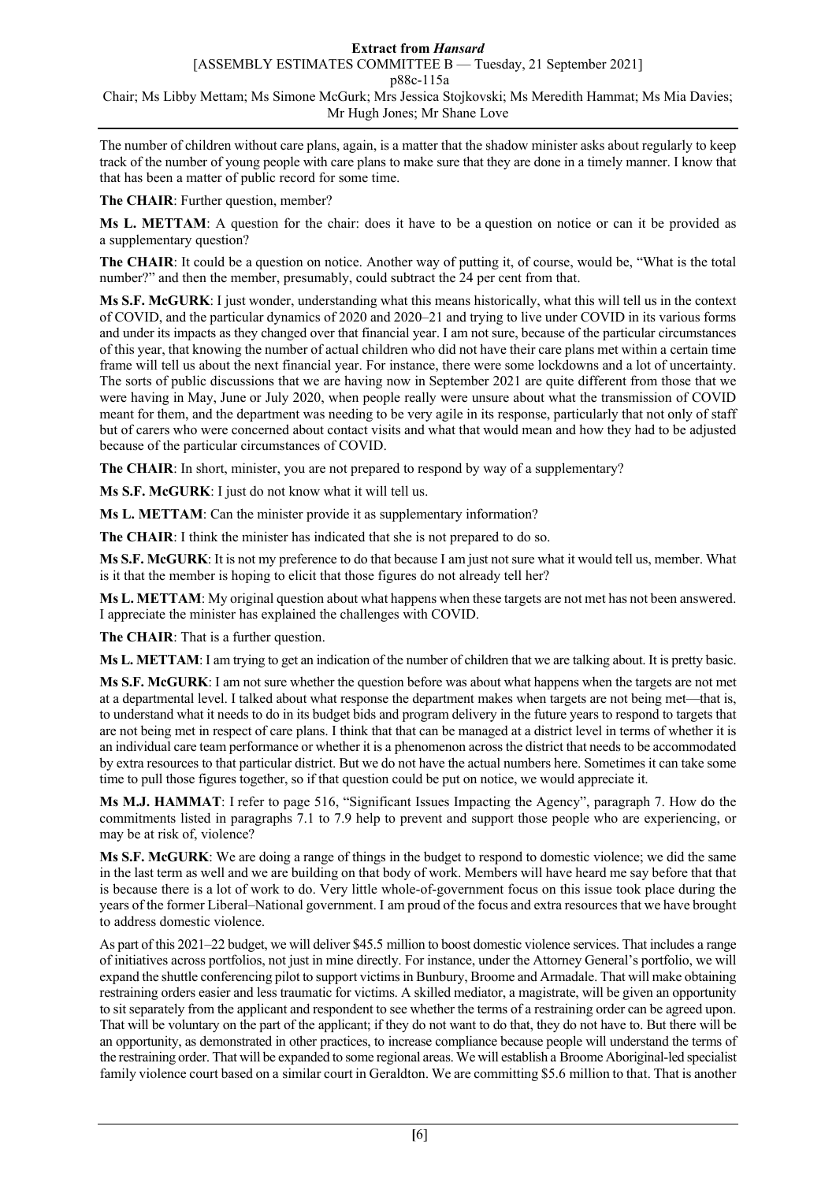The number of children without care plans, again, is a matter that the shadow minister asks about regularly to keep track of the number of young people with care plans to make sure that they are done in a timely manner. I know that that has been a matter of public record for some time.

**The CHAIR**: Further question, member?

**Ms L. METTAM**: A question for the chair: does it have to be a question on notice or can it be provided as a supplementary question?

**The CHAIR**: It could be a question on notice. Another way of putting it, of course, would be, "What is the total number?" and then the member, presumably, could subtract the 24 per cent from that.

**Ms S.F. McGURK**: I just wonder, understanding what this means historically, what this will tell us in the context of COVID, and the particular dynamics of 2020 and 2020–21 and trying to live under COVID in its various forms and under its impacts as they changed over that financial year. I am not sure, because of the particular circumstances of this year, that knowing the number of actual children who did not have their care plans met within a certain time frame will tell us about the next financial year. For instance, there were some lockdowns and a lot of uncertainty. The sorts of public discussions that we are having now in September 2021 are quite different from those that we were having in May, June or July 2020, when people really were unsure about what the transmission of COVID meant for them, and the department was needing to be very agile in its response, particularly that not only of staff but of carers who were concerned about contact visits and what that would mean and how they had to be adjusted because of the particular circumstances of COVID.

**The CHAIR**: In short, minister, you are not prepared to respond by way of a supplementary?

**Ms S.F. McGURK**: I just do not know what it will tell us.

**Ms L. METTAM**: Can the minister provide it as supplementary information?

**The CHAIR**: I think the minister has indicated that she is not prepared to do so.

**Ms S.F. McGURK**: It is not my preference to do that because I am just not sure what it would tell us, member. What is it that the member is hoping to elicit that those figures do not already tell her?

**Ms L. METTAM**: My original question about what happens when these targets are not met has not been answered. I appreciate the minister has explained the challenges with COVID.

**The CHAIR**: That is a further question.

**Ms L. METTAM**: I am trying to get an indication of the number of children that we are talking about. It is pretty basic.

**Ms S.F. McGURK**: I am not sure whether the question before was about what happens when the targets are not met at a departmental level. I talked about what response the department makes when targets are not being met—that is, to understand what it needs to do in its budget bids and program delivery in the future years to respond to targets that are not being met in respect of care plans. I think that that can be managed at a district level in terms of whether it is an individual care team performance or whether it is a phenomenon across the district that needs to be accommodated by extra resources to that particular district. But we do not have the actual numbers here. Sometimes it can take some time to pull those figures together, so if that question could be put on notice, we would appreciate it.

**Ms M.J. HAMMAT**: I refer to page 516, "Significant Issues Impacting the Agency", paragraph 7. How do the commitments listed in paragraphs 7.1 to 7.9 help to prevent and support those people who are experiencing, or may be at risk of, violence?

**Ms S.F. McGURK**: We are doing a range of things in the budget to respond to domestic violence; we did the same in the last term as well and we are building on that body of work. Members will have heard me say before that that is because there is a lot of work to do. Very little whole-of-government focus on this issue took place during the years of the former Liberal–National government. I am proud of the focus and extra resources that we have brought to address domestic violence.

As part of this 2021–22 budget, we will deliver $45.5 million to boost domestic violence services. That includes a range of initiatives across portfolios, not just in mine directly. For instance, under the Attorney General's portfolio, we will expand the shuttle conferencing pilot to support victims in Bunbury, Broome and Armadale. That will make obtaining restraining orders easier and less traumatic for victims. A skilled mediator, a magistrate, will be given an opportunity to sit separately from the applicant and respondent to see whether the terms of a restraining order can be agreed upon. That will be voluntary on the part of the applicant; if they do not want to do that, they do not have to. But there will be an opportunity, as demonstrated in other practices, to increase compliance because people will understand the terms of the restraining order. That will be expanded to some regional areas. We will establish a Broome Aboriginal-led specialist family violence court based on a similar court in Geraldton. We are committing $5.6 million to that. That is another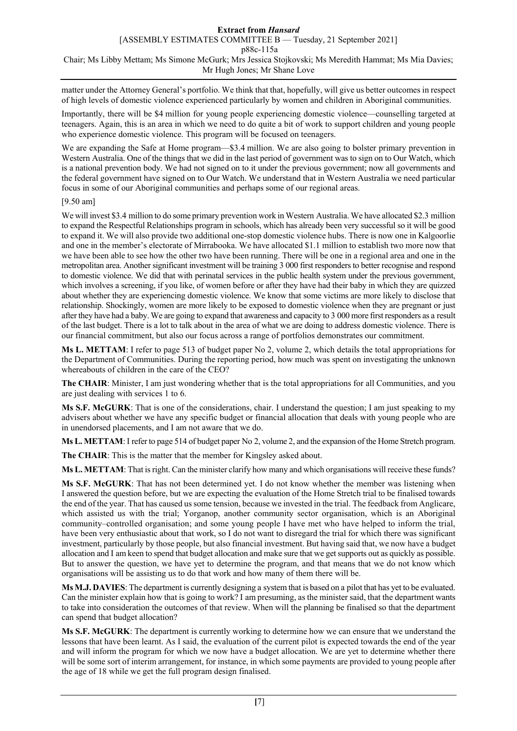matter under the Attorney General's portfolio. We think that that, hopefully, will give us better outcomes in respect of high levels of domestic violence experienced particularly by women and children in Aboriginal communities.

Importantly, there will be $4 million for young people experiencing domestic violence—counselling targeted at teenagers. Again, this is an area in which we need to do quite a bit of work to support children and young people who experience domestic violence. This program will be focused on teenagers.

We are expanding the Safe at Home program—$3.4 million. We are also going to bolster primary prevention in Western Australia. One of the things that we did in the last period of government was to sign on to Our Watch, which is a national prevention body. We had not signed on to it under the previous government; now all governments and the federal government have signed on to Our Watch. We understand that in Western Australia we need particular focus in some of our Aboriginal communities and perhaps some of our regional areas.

[9.50 am]

We will invest $3.4 million to do some primary prevention work in Western Australia. We have allocated $2.3 million to expand the Respectful Relationships program in schools, which has already been very successful so it will be good to expand it. We will also provide two additional one-stop domestic violence hubs. There is now one in Kalgoorlie and one in the member's electorate of Mirrabooka. We have allocated $1.1 million to establish two more now that we have been able to see how the other two have been running. There will be one in a regional area and one in the metropolitan area. Another significant investment will be training 3 000 first responders to better recognise and respond to domestic violence. We did that with perinatal services in the public health system under the previous government, which involves a screening, if you like, of women before or after they have had their baby in which they are quizzed about whether they are experiencing domestic violence. We know that some victims are more likely to disclose that relationship. Shockingly, women are more likely to be exposed to domestic violence when they are pregnant or just after they have had a baby. We are going to expand that awareness and capacity to 3 000 more first responders as a result of the last budget. There is a lot to talk about in the area of what we are doing to address domestic violence. There is our financial commitment, but also our focus across a range of portfolios demonstrates our commitment.

**Ms L. METTAM**: I refer to page 513 of budget paper No 2, volume 2, which details the total appropriations for the Department of Communities. During the reporting period, how much was spent on investigating the unknown whereabouts of children in the care of the CEO?

**The CHAIR**: Minister, I am just wondering whether that is the total appropriations for all Communities, and you are just dealing with services 1 to 6.

**Ms S.F. McGURK**: That is one of the considerations, chair. I understand the question; I am just speaking to my advisers about whether we have any specific budget or financial allocation that deals with young people who are in unendorsed placements, and I am not aware that we do.

**Ms L. METTAM**: I refer to page 514 of budget paper No 2, volume 2, and the expansion of the Home Stretch program.

**The CHAIR**: This is the matter that the member for Kingsley asked about.

**Ms L. METTAM**: That is right. Can the minister clarify how many and which organisations will receive these funds?

**Ms S.F. McGURK**: That has not been determined yet. I do not know whether the member was listening when I answered the question before, but we are expecting the evaluation of the Home Stretch trial to be finalised towards the end of the year. That has caused us some tension, because we invested in the trial. The feedback from Anglicare, which assisted us with the trial; Yorganop, another community sector organisation, which is an Aboriginal community–controlled organisation; and some young people I have met who have helped to inform the trial, have been very enthusiastic about that work, so I do not want to disregard the trial for which there was significant investment, particularly by those people, but also financial investment. But having said that, we now have a budget allocation and I am keen to spend that budget allocation and make sure that we get supports out as quickly as possible. But to answer the question, we have yet to determine the program, and that means that we do not know which organisations will be assisting us to do that work and how many of them there will be.

**Ms M.J. DAVIES**: The department is currently designing a system that is based on a pilot that has yet to be evaluated. Can the minister explain how that is going to work? I am presuming, as the minister said, that the department wants to take into consideration the outcomes of that review. When will the planning be finalised so that the department can spend that budget allocation?

**Ms S.F. McGURK**: The department is currently working to determine how we can ensure that we understand the lessons that have been learnt. As I said, the evaluation of the current pilot is expected towards the end of the year and will inform the program for which we now have a budget allocation. We are yet to determine whether there will be some sort of interim arrangement, for instance, in which some payments are provided to young people after the age of 18 while we get the full program design finalised.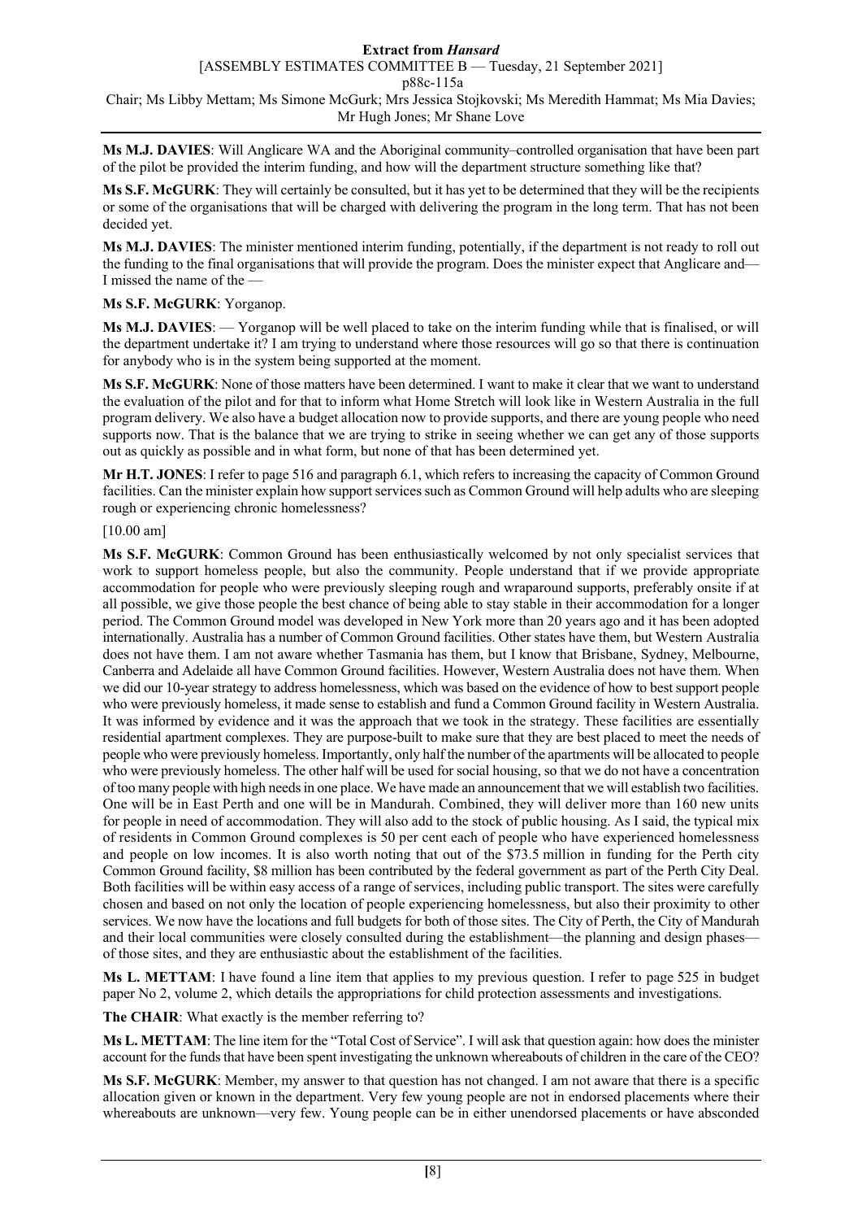**Ms M.J. DAVIES**: Will Anglicare WA and the Aboriginal community–controlled organisation that have been part of the pilot be provided the interim funding, and how will the department structure something like that?

**Ms S.F. McGURK**: They will certainly be consulted, but it has yet to be determined that they will be the recipients or some of the organisations that will be charged with delivering the program in the long term. That has not been decided yet.

**Ms M.J. DAVIES**: The minister mentioned interim funding, potentially, if the department is not ready to roll out the funding to the final organisations that will provide the program. Does the minister expect that Anglicare and— I missed the name of the —

**Ms S.F. McGURK**: Yorganop.

**Ms M.J. DAVIES**: — Yorganop will be well placed to take on the interim funding while that is finalised, or will the department undertake it? I am trying to understand where those resources will go so that there is continuation for anybody who is in the system being supported at the moment.

**Ms S.F. McGURK**: None of those matters have been determined. I want to make it clear that we want to understand the evaluation of the pilot and for that to inform what Home Stretch will look like in Western Australia in the full program delivery. We also have a budget allocation now to provide supports, and there are young people who need supports now. That is the balance that we are trying to strike in seeing whether we can get any of those supports out as quickly as possible and in what form, but none of that has been determined yet.

**Mr H.T. JONES**: I refer to page 516 and paragraph 6.1, which refers to increasing the capacity of Common Ground facilities. Can the minister explain how support services such as Common Ground will help adults who are sleeping rough or experiencing chronic homelessness?

[10.00 am]

**Ms S.F. McGURK**: Common Ground has been enthusiastically welcomed by not only specialist services that work to support homeless people, but also the community. People understand that if we provide appropriate accommodation for people who were previously sleeping rough and wraparound supports, preferably onsite if at all possible, we give those people the best chance of being able to stay stable in their accommodation for a longer period. The Common Ground model was developed in New York more than 20 years ago and it has been adopted internationally. Australia has a number of Common Ground facilities. Other states have them, but Western Australia does not have them. I am not aware whether Tasmania has them, but I know that Brisbane, Sydney, Melbourne, Canberra and Adelaide all have Common Ground facilities. However, Western Australia does not have them. When we did our 10-year strategy to address homelessness, which was based on the evidence of how to best support people who were previously homeless, it made sense to establish and fund a Common Ground facility in Western Australia. It was informed by evidence and it was the approach that we took in the strategy. These facilities are essentially residential apartment complexes. They are purpose-built to make sure that they are best placed to meet the needs of people who were previously homeless. Importantly, only half the number of the apartments will be allocated to people who were previously homeless. The other half will be used for social housing, so that we do not have a concentration of too many people with high needs in one place. We have made an announcement that we will establish two facilities. One will be in East Perth and one will be in Mandurah. Combined, they will deliver more than 160 new units for people in need of accommodation. They will also add to the stock of public housing. As I said, the typical mix of residents in Common Ground complexes is 50 per cent each of people who have experienced homelessness and people on low incomes. It is also worth noting that out of the $73.5 million in funding for the Perth city Common Ground facility, $8 million has been contributed by the federal government as part of the Perth City Deal. Both facilities will be within easy access of a range of services, including public transport. The sites were carefully chosen and based on not only the location of people experiencing homelessness, but also their proximity to other services. We now have the locations and full budgets for both of those sites. The City of Perth, the City of Mandurah and their local communities were closely consulted during the establishment—the planning and design phases—of those sites, and they are enthusiastic about the establishment of the facilities.

**Ms L. METTAM**: I have found a line item that applies to my previous question. I refer to page 525 in budget paper No 2, volume 2, which details the appropriations for child protection assessments and investigations.

**The CHAIR**: What exactly is the member referring to?

**Ms L. METTAM**: The line item for the "Total Cost of Service". I will ask that question again: how does the minister account for the funds that have been spent investigating the unknown whereabouts of children in the care of the CEO?

**Ms S.F. McGURK**: Member, my answer to that question has not changed. I am not aware that there is a specific allocation given or known in the department. Very few young people are not in endorsed placements where their whereabouts are unknown—very few. Young people can be in either unendorsed placements or have absconded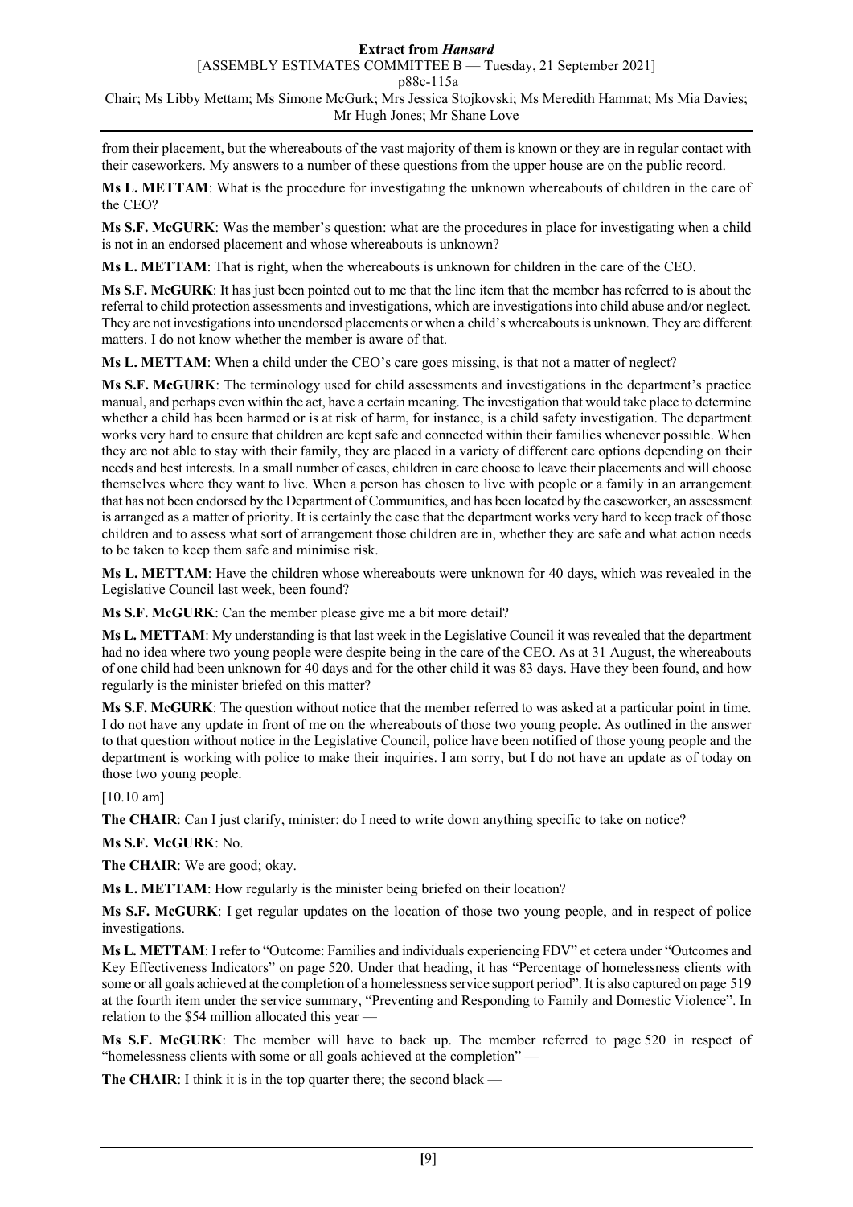from their placement, but the whereabouts of the vast majority of them is known or they are in regular contact with their caseworkers. My answers to a number of these questions from the upper house are on the public record.

**Ms L. METTAM**: What is the procedure for investigating the unknown whereabouts of children in the care of the CEO?

**Ms S.F. McGURK**: Was the member's question: what are the procedures in place for investigating when a child is not in an endorsed placement and whose whereabouts is unknown?

**Ms L. METTAM**: That is right, when the whereabouts is unknown for children in the care of the CEO.

**Ms S.F. McGURK**: It has just been pointed out to me that the line item that the member has referred to is about the referral to child protection assessments and investigations, which are investigations into child abuse and/or neglect. They are not investigations into unendorsed placements or when a child's whereabouts is unknown. They are different matters. I do not know whether the member is aware of that.

**Ms L. METTAM**: When a child under the CEO's care goes missing, is that not a matter of neglect?

**Ms S.F. McGURK**: The terminology used for child assessments and investigations in the department's practice manual, and perhaps even within the act, have a certain meaning. The investigation that would take place to determine whether a child has been harmed or is at risk of harm, for instance, is a child safety investigation. The department works very hard to ensure that children are kept safe and connected within their families whenever possible. When they are not able to stay with their family, they are placed in a variety of different care options depending on their needs and best interests. In a small number of cases, children in care choose to leave their placements and will choose themselves where they want to live. When a person has chosen to live with people or a family in an arrangement that has not been endorsed by the Department of Communities, and has been located by the caseworker, an assessment is arranged as a matter of priority. It is certainly the case that the department works very hard to keep track of those children and to assess what sort of arrangement those children are in, whether they are safe and what action needs to be taken to keep them safe and minimise risk.

**Ms L. METTAM**: Have the children whose whereabouts were unknown for 40 days, which was revealed in the Legislative Council last week, been found?

**Ms S.F. McGURK**: Can the member please give me a bit more detail?

**Ms L. METTAM**: My understanding is that last week in the Legislative Council it was revealed that the department had no idea where two young people were despite being in the care of the CEO. As at 31 August, the whereabouts of one child had been unknown for 40 days and for the other child it was 83 days. Have they been found, and how regularly is the minister briefed on this matter?

**Ms S.F. McGURK**: The question without notice that the member referred to was asked at a particular point in time. I do not have any update in front of me on the whereabouts of those two young people. As outlined in the answer to that question without notice in the Legislative Council, police have been notified of those young people and the department is working with police to make their inquiries. I am sorry, but I do not have an update as of today on those two young people.

[10.10 am]

**The CHAIR**: Can I just clarify, minister: do I need to write down anything specific to take on notice?

**Ms S.F. McGURK**: No.

**The CHAIR**: We are good; okay.

**Ms L. METTAM**: How regularly is the minister being briefed on their location?

**Ms S.F. McGURK**: I get regular updates on the location of those two young people, and in respect of police investigations.

**Ms L. METTAM**: I refer to "Outcome: Families and individuals experiencing FDV" et cetera under "Outcomes and Key Effectiveness Indicators" on page 520. Under that heading, it has "Percentage of homelessness clients with some or all goals achieved at the completion of a homelessness service support period". It is also captured on page 519 at the fourth item under the service summary, "Preventing and Responding to Family and Domestic Violence". In relation to the $54 million allocated this year —

**Ms S.F. McGURK**: The member will have to back up. The member referred to page 520 in respect of "homelessness clients with some or all goals achieved at the completion" —

**The CHAIR**: I think it is in the top quarter there; the second black —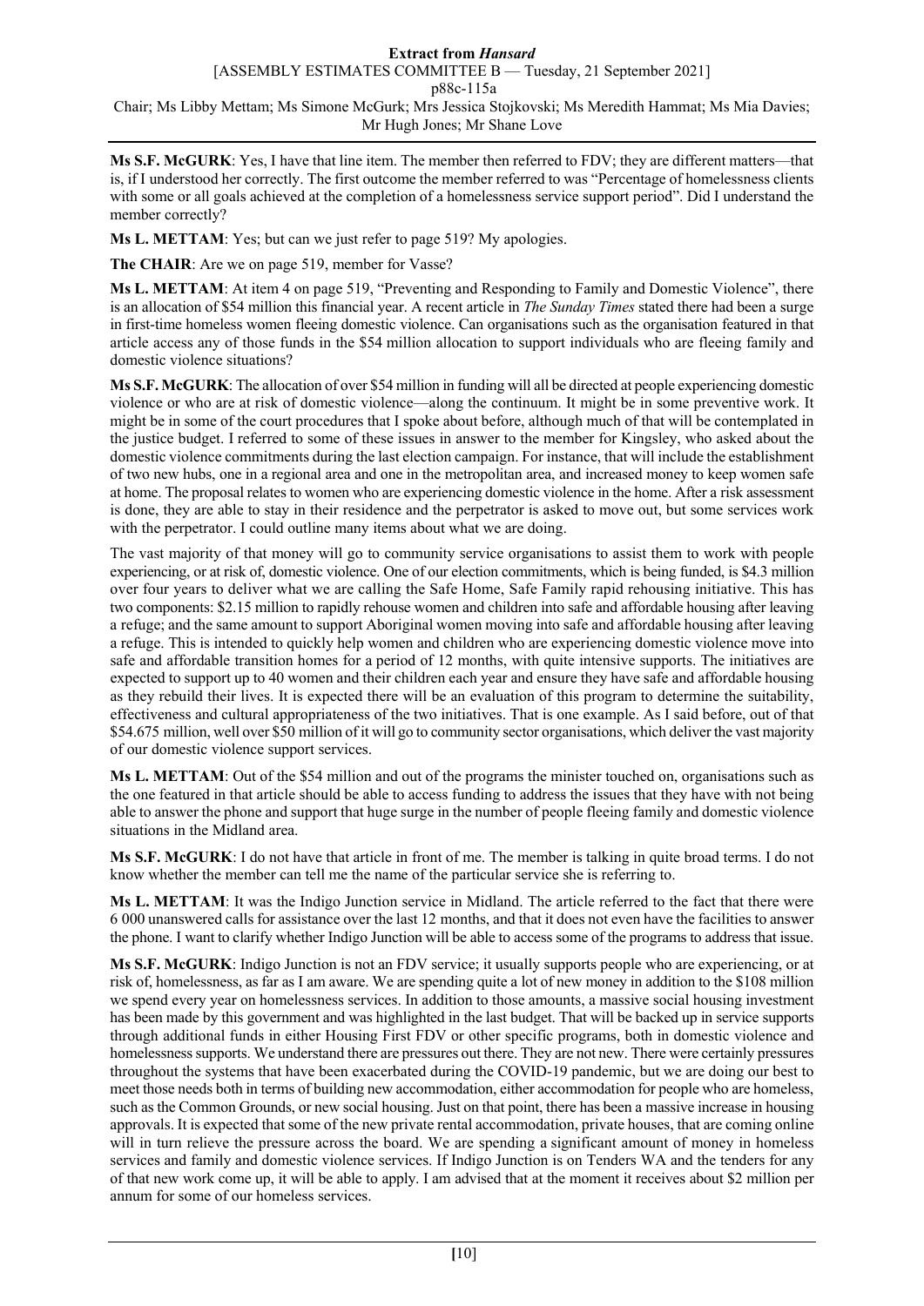**Ms S.F. McGURK**: Yes, I have that line item. The member then referred to FDV; they are different matters—that is, if I understood her correctly. The first outcome the member referred to was "Percentage of homelessness clients with some or all goals achieved at the completion of a homelessness service support period". Did I understand the member correctly?

**Ms L. METTAM**: Yes; but can we just refer to page 519? My apologies.

**The CHAIR**: Are we on page 519, member for Vasse?

**Ms L. METTAM**: At item 4 on page 519, "Preventing and Responding to Family and Domestic Violence", there is an allocation of $54 million this financial year. A recent article in *The Sunday Times* stated there had been a surge in first-time homeless women fleeing domestic violence. Can organisations such as the organisation featured in that article access any of those funds in the $54 million allocation to support individuals who are fleeing family and domestic violence situations?

**Ms S.F. McGURK**: The allocation of over $54 million in funding will all be directed at people experiencing domestic violence or who are at risk of domestic violence—along the continuum. It might be in some preventive work. It might be in some of the court procedures that I spoke about before, although much of that will be contemplated in the justice budget. I referred to some of these issues in answer to the member for Kingsley, who asked about the domestic violence commitments during the last election campaign. For instance, that will include the establishment of two new hubs, one in a regional area and one in the metropolitan area, and increased money to keep women safe at home. The proposal relates to women who are experiencing domestic violence in the home. After a risk assessment is done, they are able to stay in their residence and the perpetrator is asked to move out, but some services work with the perpetrator. I could outline many items about what we are doing.

The vast majority of that money will go to community service organisations to assist them to work with people experiencing, or at risk of, domestic violence. One of our election commitments, which is being funded, is $4.3 million over four years to deliver what we are calling the Safe Home, Safe Family rapid rehousing initiative. This has two components: $2.15 million to rapidly rehouse women and children into safe and affordable housing after leaving a refuge; and the same amount to support Aboriginal women moving into safe and affordable housing after leaving a refuge. This is intended to quickly help women and children who are experiencing domestic violence move into safe and affordable transition homes for a period of 12 months, with quite intensive supports. The initiatives are expected to support up to 40 women and their children each year and ensure they have safe and affordable housing as they rebuild their lives. It is expected there will be an evaluation of this program to determine the suitability, effectiveness and cultural appropriateness of the two initiatives. That is one example. As I said before, out of that $54.675 million, well over $50 million of it will go to community sector organisations, which deliver the vast majority of our domestic violence support services.

**Ms L. METTAM**: Out of the $54 million and out of the programs the minister touched on, organisations such as the one featured in that article should be able to access funding to address the issues that they have with not being able to answer the phone and support that huge surge in the number of people fleeing family and domestic violence situations in the Midland area.

**Ms S.F. McGURK**: I do not have that article in front of me. The member is talking in quite broad terms. I do not know whether the member can tell me the name of the particular service she is referring to.

**Ms L. METTAM**: It was the Indigo Junction service in Midland. The article referred to the fact that there were 6 000 unanswered calls for assistance over the last 12 months, and that it does not even have the facilities to answer the phone. I want to clarify whether Indigo Junction will be able to access some of the programs to address that issue.

**Ms S.F. McGURK**: Indigo Junction is not an FDV service; it usually supports people who are experiencing, or at risk of, homelessness, as far as I am aware. We are spending quite a lot of new money in addition to the $108 million we spend every year on homelessness services. In addition to those amounts, a massive social housing investment has been made by this government and was highlighted in the last budget. That will be backed up in service supports through additional funds in either Housing First FDV or other specific programs, both in domestic violence and homelessness supports. We understand there are pressures out there. They are not new. There were certainly pressures throughout the systems that have been exacerbated during the COVID-19 pandemic, but we are doing our best to meet those needs both in terms of building new accommodation, either accommodation for people who are homeless, such as the Common Grounds, or new social housing. Just on that point, there has been a massive increase in housing approvals. It is expected that some of the new private rental accommodation, private houses, that are coming online will in turn relieve the pressure across the board. We are spending a significant amount of money in homeless services and family and domestic violence services. If Indigo Junction is on Tenders WA and the tenders for any of that new work come up, it will be able to apply. I am advised that at the moment it receives about $2 million per annum for some of our homeless services.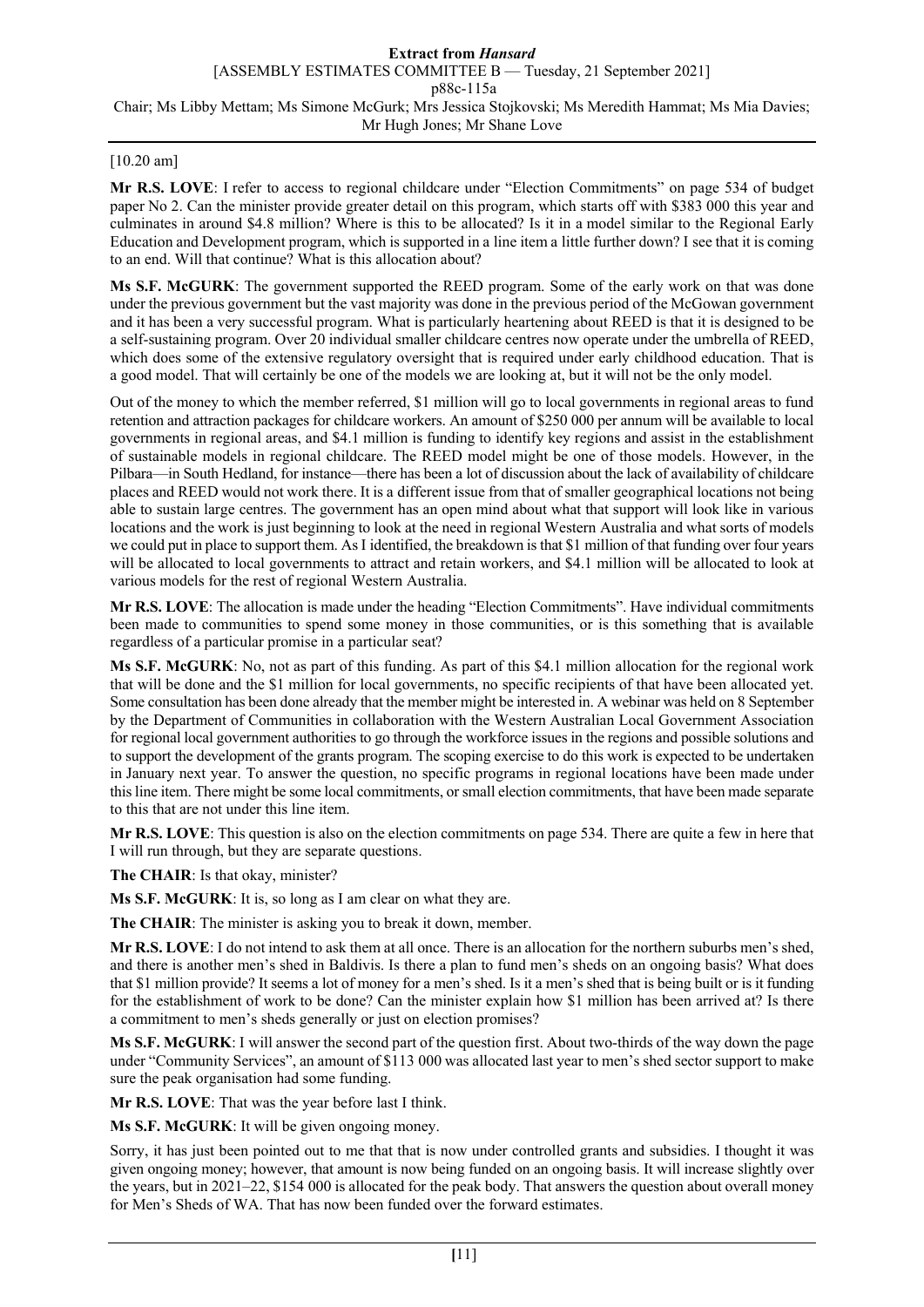[10.20 am]

**Mr R.S. LOVE**: I refer to access to regional childcare under "Election Commitments" on page 534 of budget paper No 2. Can the minister provide greater detail on this program, which starts off with $383 000 this year and culminates in around $4.8 million? Where is this to be allocated? Is it in a model similar to the Regional Early Education and Development program, which is supported in a line item a little further down? I see that it is coming to an end. Will that continue? What is this allocation about?

**Ms S.F. McGURK**: The government supported the REED program. Some of the early work on that was done under the previous government but the vast majority was done in the previous period of the McGowan government and it has been a very successful program. What is particularly heartening about REED is that it is designed to be a self-sustaining program. Over 20 individual smaller childcare centres now operate under the umbrella of REED, which does some of the extensive regulatory oversight that is required under early childhood education. That is a good model. That will certainly be one of the models we are looking at, but it will not be the only model.

Out of the money to which the member referred, $1 million will go to local governments in regional areas to fund retention and attraction packages for childcare workers. An amount of $250 000 per annum will be available to local governments in regional areas, and $4.1 million is funding to identify key regions and assist in the establishment of sustainable models in regional childcare. The REED model might be one of those models. However, in the Pilbara—in South Hedland, for instance—there has been a lot of discussion about the lack of availability of childcare places and REED would not work there. It is a different issue from that of smaller geographical locations not being able to sustain large centres. The government has an open mind about what that support will look like in various locations and the work is just beginning to look at the need in regional Western Australia and what sorts of models we could put in place to support them. As I identified, the breakdown is that $1 million of that funding over four years will be allocated to local governments to attract and retain workers, and $4.1 million will be allocated to look at various models for the rest of regional Western Australia.

**Mr R.S. LOVE**: The allocation is made under the heading "Election Commitments". Have individual commitments been made to communities to spend some money in those communities, or is this something that is available regardless of a particular promise in a particular seat?

**Ms S.F. McGURK**: No, not as part of this funding. As part of this $4.1 million allocation for the regional work that will be done and the $1 million for local governments, no specific recipients of that have been allocated yet. Some consultation has been done already that the member might be interested in. A webinar was held on 8 September by the Department of Communities in collaboration with the Western Australian Local Government Association for regional local government authorities to go through the workforce issues in the regions and possible solutions and to support the development of the grants program. The scoping exercise to do this work is expected to be undertaken in January next year. To answer the question, no specific programs in regional locations have been made under this line item. There might be some local commitments, or small election commitments, that have been made separate to this that are not under this line item.

**Mr R.S. LOVE**: This question is also on the election commitments on page 534. There are quite a few in here that I will run through, but they are separate questions.

**The CHAIR**: Is that okay, minister?

**Ms S.F. McGURK**: It is, so long as I am clear on what they are.

**The CHAIR**: The minister is asking you to break it down, member.

**Mr R.S. LOVE**: I do not intend to ask them at all once. There is an allocation for the northern suburbs men's shed, and there is another men's shed in Baldivis. Is there a plan to fund men's sheds on an ongoing basis? What does that $1 million provide? It seems a lot of money for a men's shed. Is it a men's shed that is being built or is it funding for the establishment of work to be done? Can the minister explain how $1 million has been arrived at? Is there a commitment to men's sheds generally or just on election promises?

**Ms S.F. McGURK**: I will answer the second part of the question first. About two-thirds of the way down the page under "Community Services", an amount of $113 000 was allocated last year to men's shed sector support to make sure the peak organisation had some funding.

**Mr R.S. LOVE**: That was the year before last I think.

**Ms S.F. McGURK**: It will be given ongoing money.

Sorry, it has just been pointed out to me that that is now under controlled grants and subsidies. I thought it was given ongoing money; however, that amount is now being funded on an ongoing basis. It will increase slightly over the years, but in 2021–22, $154 000 is allocated for the peak body. That answers the question about overall money for Men's Sheds of WA. That has now been funded over the forward estimates.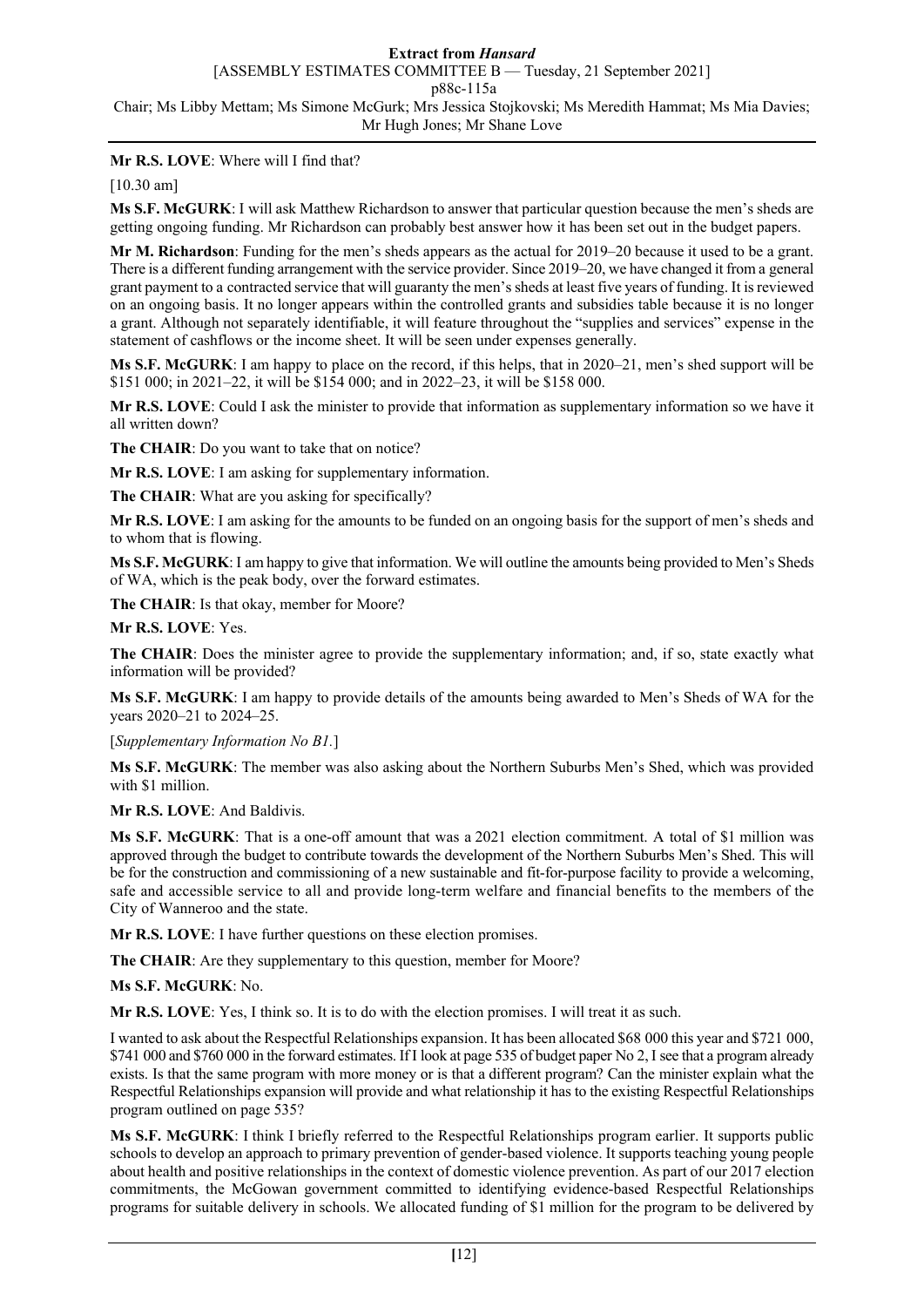**Mr R.S. LOVE**: Where will I find that?

[10.30 am]

**Ms S.F. McGURK**: I will ask Matthew Richardson to answer that particular question because the men's sheds are getting ongoing funding. Mr Richardson can probably best answer how it has been set out in the budget papers.

**Mr M. Richardson**: Funding for the men's sheds appears as the actual for 2019–20 because it used to be a grant. There is a different funding arrangement with the service provider. Since 2019–20, we have changed it from a general grant payment to a contracted service that will guaranty the men's sheds at least five years of funding. It is reviewed on an ongoing basis. It no longer appears within the controlled grants and subsidies table because it is no longer a grant. Although not separately identifiable, it will feature throughout the "supplies and services" expense in the statement of cashflows or the income sheet. It will be seen under expenses generally.

**Ms S.F. McGURK**: I am happy to place on the record, if this helps, that in 2020–21, men's shed support will be $151 000; in 2021–22, it will be $154 000; and in 2022–23, it will be $158 000.

**Mr R.S. LOVE**: Could I ask the minister to provide that information as supplementary information so we have it all written down?

**The CHAIR**: Do you want to take that on notice?

**Mr R.S. LOVE**: I am asking for supplementary information.

**The CHAIR**: What are you asking for specifically?

**Mr R.S. LOVE**: I am asking for the amounts to be funded on an ongoing basis for the support of men's sheds and to whom that is flowing.

**Ms S.F. McGURK**: I am happy to give that information. We will outline the amounts being provided to Men's Sheds of WA, which is the peak body, over the forward estimates.

**The CHAIR**: Is that okay, member for Moore?

**Mr R.S. LOVE**: Yes.

**The CHAIR**: Does the minister agree to provide the supplementary information; and, if so, state exactly what information will be provided?

**Ms S.F. McGURK**: I am happy to provide details of the amounts being awarded to Men's Sheds of WA for the years 2020–21 to 2024–25.

[*Supplementary Information No B1.*]

**Ms S.F. McGURK**: The member was also asking about the Northern Suburbs Men's Shed, which was provided with $1 million.

**Mr R.S. LOVE**: And Baldivis.

**Ms S.F. McGURK**: That is a one-off amount that was a 2021 election commitment. A total of $1 million was approved through the budget to contribute towards the development of the Northern Suburbs Men's Shed. This will be for the construction and commissioning of a new sustainable and fit-for-purpose facility to provide a welcoming, safe and accessible service to all and provide long-term welfare and financial benefits to the members of the City of Wanneroo and the state.

**Mr R.S. LOVE**: I have further questions on these election promises.

**The CHAIR**: Are they supplementary to this question, member for Moore?

**Ms S.F. McGURK**: No.

**Mr R.S. LOVE**: Yes, I think so. It is to do with the election promises. I will treat it as such.

I wanted to ask about the Respectful Relationships expansion. It has been allocated $68 000 this year and $721 000, $741 000 and $760 000 in the forward estimates. If I look at page 535 of budget paper No 2, I see that a program already exists. Is that the same program with more money or is that a different program? Can the minister explain what the Respectful Relationships expansion will provide and what relationship it has to the existing Respectful Relationships program outlined on page 535?

**Ms S.F. McGURK**: I think I briefly referred to the Respectful Relationships program earlier. It supports public schools to develop an approach to primary prevention of gender-based violence. It supports teaching young people about health and positive relationships in the context of domestic violence prevention. As part of our 2017 election commitments, the McGowan government committed to identifying evidence-based Respectful Relationships programs for suitable delivery in schools. We allocated funding of $1 million for the program to be delivered by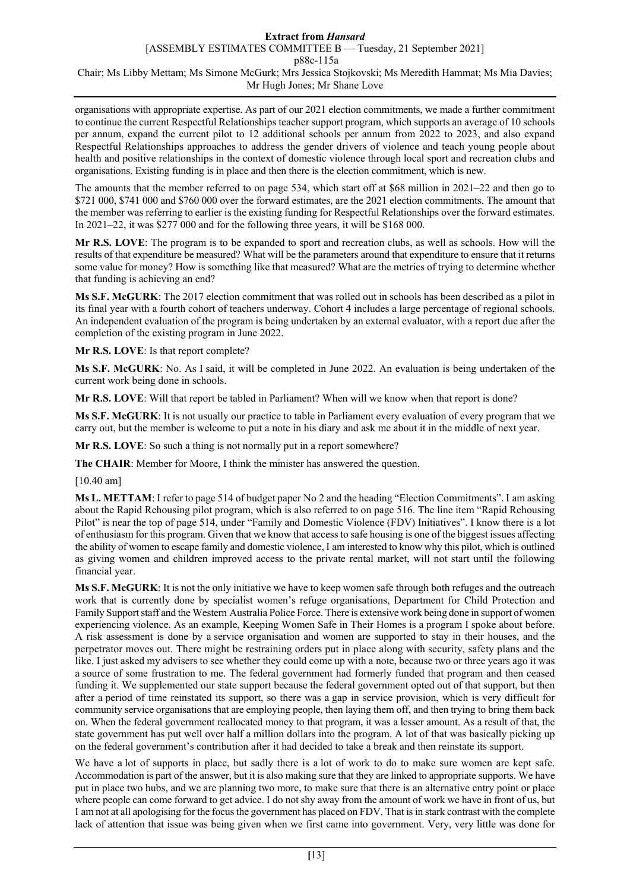organisations with appropriate expertise. As part of our 2021 election commitments, we made a further commitment to continue the current Respectful Relationships teacher support program, which supports an average of 10 schools per annum, expand the current pilot to 12 additional schools per annum from 2022 to 2023, and also expand Respectful Relationships approaches to address the gender drivers of violence and teach young people about health and positive relationships in the context of domestic violence through local sport and recreation clubs and organisations. Existing funding is in place and then there is the election commitment, which is new.

The amounts that the member referred to on page 534, which start off at $68 million in 2021–22 and then go to $721 000, $741 000 and $760 000 over the forward estimates, are the 2021 election commitments. The amount that the member was referring to earlier is the existing funding for Respectful Relationships over the forward estimates. In 2021–22, it was $277 000 and for the following three years, it will be $168 000.

**Mr R.S. LOVE**: The program is to be expanded to sport and recreation clubs, as well as schools. How will the results of that expenditure be measured? What will be the parameters around that expenditure to ensure that it returns some value for money? How is something like that measured? What are the metrics of trying to determine whether that funding is achieving an end?

**Ms S.F. McGURK**: The 2017 election commitment that was rolled out in schools has been described as a pilot in its final year with a fourth cohort of teachers underway. Cohort 4 includes a large percentage of regional schools. An independent evaluation of the program is being undertaken by an external evaluator, with a report due after the completion of the existing program in June 2022.

**Mr R.S. LOVE**: Is that report complete?

**Ms S.F. McGURK**: No. As I said, it will be completed in June 2022. An evaluation is being undertaken of the current work being done in schools.

**Mr R.S. LOVE**: Will that report be tabled in Parliament? When will we know when that report is done?

**Ms S.F. McGURK**: It is not usually our practice to table in Parliament every evaluation of every program that we carry out, but the member is welcome to put a note in his diary and ask me about it in the middle of next year.

**Mr R.S. LOVE**: So such a thing is not normally put in a report somewhere?

**The CHAIR**: Member for Moore, I think the minister has answered the question.

[10.40 am]

**Ms L. METTAM**: I refer to page 514 of budget paper No 2 and the heading "Election Commitments". I am asking about the Rapid Rehousing pilot program, which is also referred to on page 516. The line item "Rapid Rehousing Pilot" is near the top of page 514, under "Family and Domestic Violence (FDV) Initiatives". I know there is a lot of enthusiasm for this program. Given that we know that access to safe housing is one of the biggest issues affecting the ability of women to escape family and domestic violence, I am interested to know why this pilot, which is outlined as giving women and children improved access to the private rental market, will not start until the following financial year.

**Ms S.F. McGURK**: It is not the only initiative we have to keep women safe through both refuges and the outreach work that is currently done by specialist women's refuge organisations, Department for Child Protection and Family Support staff and the Western Australia Police Force. There is extensive work being done in support of women experiencing violence. As an example, Keeping Women Safe in Their Homes is a program I spoke about before. A risk assessment is done by a service organisation and women are supported to stay in their houses, and the perpetrator moves out. There might be restraining orders put in place along with security, safety plans and the like. I just asked my advisers to see whether they could come up with a note, because two or three years ago it was a source of some frustration to me. The federal government had formerly funded that program and then ceased funding it. We supplemented our state support because the federal government opted out of that support, but then after a period of time reinstated its support, so there was a gap in service provision, which is very difficult for community service organisations that are employing people, then laying them off, and then trying to bring them back on. When the federal government reallocated money to that program, it was a lesser amount. As a result of that, the state government has put well over half a million dollars into the program. A lot of that was basically picking up on the federal government's contribution after it had decided to take a break and then reinstate its support.

We have a lot of supports in place, but sadly there is a lot of work to do to make sure women are kept safe. Accommodation is part of the answer, but it is also making sure that they are linked to appropriate supports. We have put in place two hubs, and we are planning two more, to make sure that there is an alternative entry point or place where people can come forward to get advice. I do not shy away from the amount of work we have in front of us, but I am not at all apologising for the focus the government has placed on FDV. That is in stark contrast with the complete lack of attention that issue was being given when we first came into government. Very, very little was done for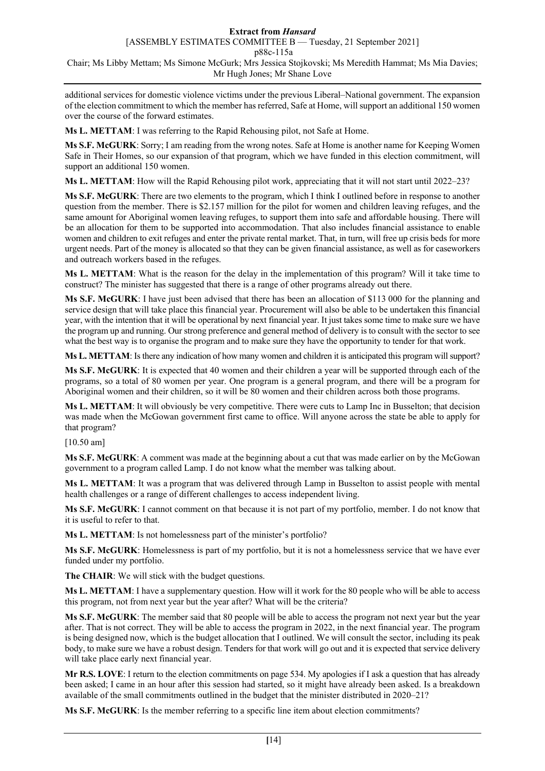additional services for domestic violence victims under the previous Liberal–National government. The expansion of the election commitment to which the member has referred, Safe at Home, will support an additional 150 women over the course of the forward estimates.

**Ms L. METTAM**: I was referring to the Rapid Rehousing pilot, not Safe at Home.

**Ms S.F. McGURK**: Sorry; I am reading from the wrong notes. Safe at Home is another name for Keeping Women Safe in Their Homes, so our expansion of that program, which we have funded in this election commitment, will support an additional 150 women.

**Ms L. METTAM**: How will the Rapid Rehousing pilot work, appreciating that it will not start until 2022–23?

**Ms S.F. McGURK**: There are two elements to the program, which I think I outlined before in response to another question from the member. There is $2.157 million for the pilot for women and children leaving refuges, and the same amount for Aboriginal women leaving refuges, to support them into safe and affordable housing. There will be an allocation for them to be supported into accommodation. That also includes financial assistance to enable women and children to exit refuges and enter the private rental market. That, in turn, will free up crisis beds for more urgent needs. Part of the money is allocated so that they can be given financial assistance, as well as for caseworkers and outreach workers based in the refuges.

**Ms L. METTAM**: What is the reason for the delay in the implementation of this program? Will it take time to construct? The minister has suggested that there is a range of other programs already out there.

**Ms S.F. McGURK**: I have just been advised that there has been an allocation of $113 000 for the planning and service design that will take place this financial year. Procurement will also be able to be undertaken this financial year, with the intention that it will be operational by next financial year. It just takes some time to make sure we have the program up and running. Our strong preference and general method of delivery is to consult with the sector to see what the best way is to organise the program and to make sure they have the opportunity to tender for that work.

**Ms L. METTAM**: Is there any indication of how many women and children it is anticipated this program will support?

**Ms S.F. McGURK**: It is expected that 40 women and their children a year will be supported through each of the programs, so a total of 80 women per year. One program is a general program, and there will be a program for Aboriginal women and their children, so it will be 80 women and their children across both those programs.

**Ms L. METTAM**: It will obviously be very competitive. There were cuts to Lamp Inc in Busselton; that decision was made when the McGowan government first came to office. Will anyone across the state be able to apply for that program?

[10.50 am]

**Ms S.F. McGURK**: A comment was made at the beginning about a cut that was made earlier on by the McGowan government to a program called Lamp. I do not know what the member was talking about.

**Ms L. METTAM**: It was a program that was delivered through Lamp in Busselton to assist people with mental health challenges or a range of different challenges to access independent living.

**Ms S.F. McGURK**: I cannot comment on that because it is not part of my portfolio, member. I do not know that it is useful to refer to that.

**Ms L. METTAM**: Is not homelessness part of the minister's portfolio?

**Ms S.F. McGURK**: Homelessness is part of my portfolio, but it is not a homelessness service that we have ever funded under my portfolio.

**The CHAIR**: We will stick with the budget questions.

**Ms L. METTAM**: I have a supplementary question. How will it work for the 80 people who will be able to access this program, not from next year but the year after? What will be the criteria?

**Ms S.F. McGURK**: The member said that 80 people will be able to access the program not next year but the year after. That is not correct. They will be able to access the program in 2022, in the next financial year. The program is being designed now, which is the budget allocation that I outlined. We will consult the sector, including its peak body, to make sure we have a robust design. Tenders for that work will go out and it is expected that service delivery will take place early next financial year.

**Mr R.S. LOVE**: I return to the election commitments on page 534. My apologies if I ask a question that has already been asked; I came in an hour after this session had started, so it might have already been asked. Is a breakdown available of the small commitments outlined in the budget that the minister distributed in 2020–21?

**Ms S.F. McGURK**: Is the member referring to a specific line item about election commitments?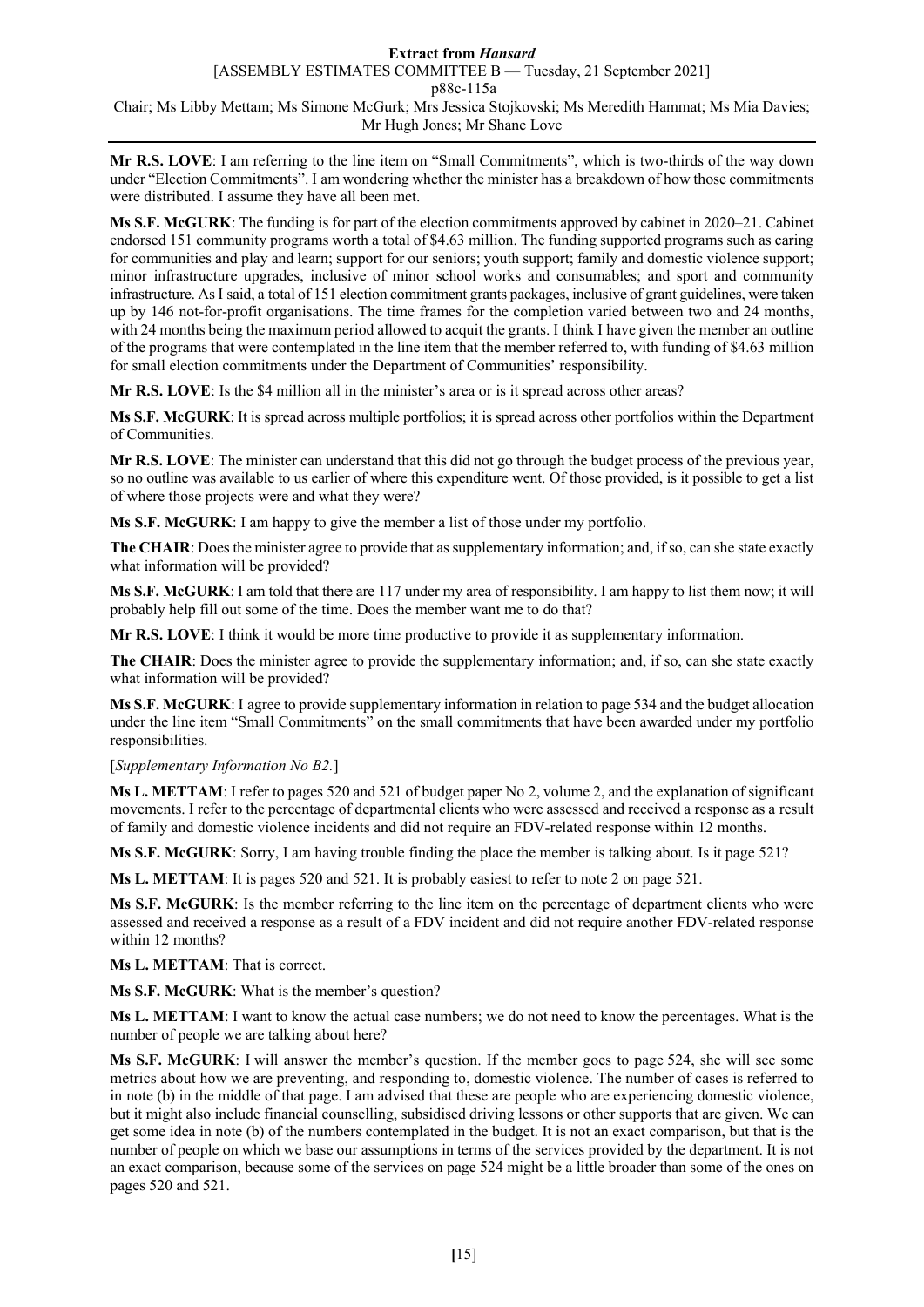**Mr R.S. LOVE**: I am referring to the line item on "Small Commitments", which is two-thirds of the way down under "Election Commitments". I am wondering whether the minister has a breakdown of how those commitments were distributed. I assume they have all been met.

**Ms S.F. McGURK**: The funding is for part of the election commitments approved by cabinet in 2020–21. Cabinet endorsed 151 community programs worth a total of $4.63 million. The funding supported programs such as caring for communities and play and learn; support for our seniors; youth support; family and domestic violence support; minor infrastructure upgrades, inclusive of minor school works and consumables; and sport and community infrastructure. As I said, a total of 151 election commitment grants packages, inclusive of grant guidelines, were taken up by 146 not-for-profit organisations. The time frames for the completion varied between two and 24 months, with 24 months being the maximum period allowed to acquit the grants. I think I have given the member an outline of the programs that were contemplated in the line item that the member referred to, with funding of $4.63 million for small election commitments under the Department of Communities' responsibility.

**Mr R.S. LOVE**: Is the $4 million all in the minister's area or is it spread across other areas?

**Ms S.F. McGURK**: It is spread across multiple portfolios; it is spread across other portfolios within the Department of Communities.

**Mr R.S. LOVE**: The minister can understand that this did not go through the budget process of the previous year, so no outline was available to us earlier of where this expenditure went. Of those provided, is it possible to get a list of where those projects were and what they were?

**Ms S.F. McGURK**: I am happy to give the member a list of those under my portfolio.

**The CHAIR**: Does the minister agree to provide that as supplementary information; and, if so, can she state exactly what information will be provided?

**Ms S.F. McGURK**: I am told that there are 117 under my area of responsibility. I am happy to list them now; it will probably help fill out some of the time. Does the member want me to do that?

**Mr R.S. LOVE**: I think it would be more time productive to provide it as supplementary information.

**The CHAIR**: Does the minister agree to provide the supplementary information; and, if so, can she state exactly what information will be provided?

**Ms S.F. McGURK**: I agree to provide supplementary information in relation to page 534 and the budget allocation under the line item "Small Commitments" on the small commitments that have been awarded under my portfolio responsibilities.

[*Supplementary Information No B2.*]

**Ms L. METTAM**: I refer to pages 520 and 521 of budget paper No 2, volume 2, and the explanation of significant movements. I refer to the percentage of departmental clients who were assessed and received a response as a result of family and domestic violence incidents and did not require an FDV-related response within 12 months.

**Ms S.F. McGURK**: Sorry, I am having trouble finding the place the member is talking about. Is it page 521?

**Ms L. METTAM**: It is pages 520 and 521. It is probably easiest to refer to note 2 on page 521.

**Ms S.F. McGURK**: Is the member referring to the line item on the percentage of department clients who were assessed and received a response as a result of a FDV incident and did not require another FDV-related response within 12 months?

**Ms L. METTAM**: That is correct.

**Ms S.F. McGURK**: What is the member's question?

**Ms L. METTAM**: I want to know the actual case numbers; we do not need to know the percentages. What is the number of people we are talking about here?

**Ms S.F. McGURK**: I will answer the member's question. If the member goes to page 524, she will see some metrics about how we are preventing, and responding to, domestic violence. The number of cases is referred to in note (b) in the middle of that page. I am advised that these are people who are experiencing domestic violence, but it might also include financial counselling, subsidised driving lessons or other supports that are given. We can get some idea in note (b) of the numbers contemplated in the budget. It is not an exact comparison, but that is the number of people on which we base our assumptions in terms of the services provided by the department. It is not an exact comparison, because some of the services on page 524 might be a little broader than some of the ones on pages 520 and 521.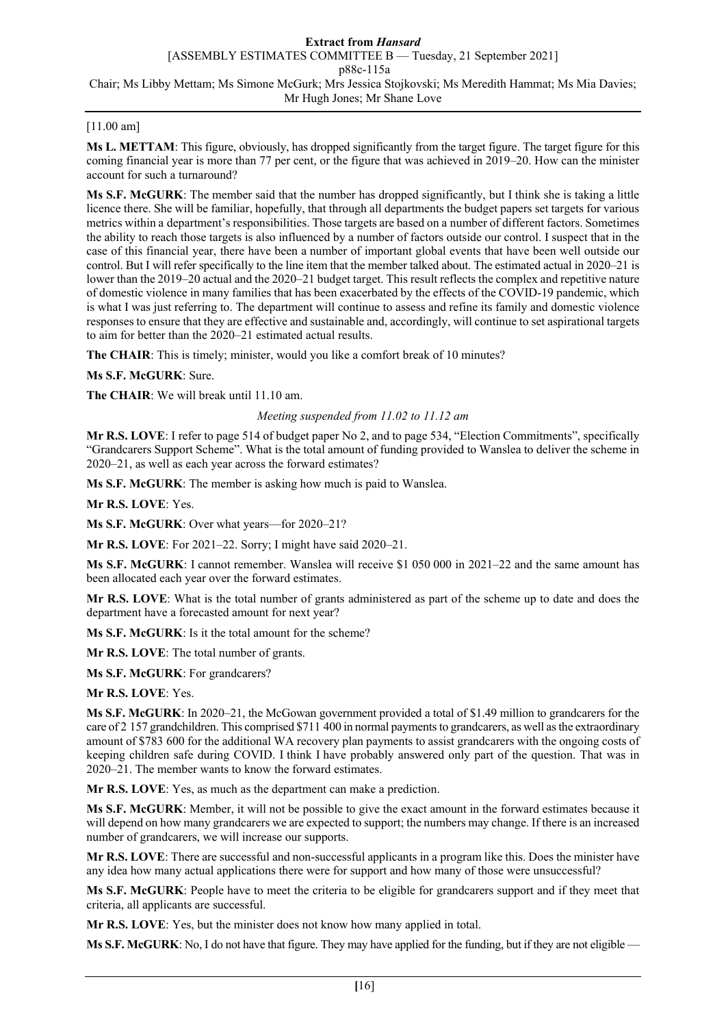[11.00 am]

**Ms L. METTAM**: This figure, obviously, has dropped significantly from the target figure. The target figure for this coming financial year is more than 77 per cent, or the figure that was achieved in 2019–20. How can the minister account for such a turnaround?

**Ms S.F. McGURK**: The member said that the number has dropped significantly, but I think she is taking a little licence there. She will be familiar, hopefully, that through all departments the budget papers set targets for various metrics within a department's responsibilities. Those targets are based on a number of different factors. Sometimes the ability to reach those targets is also influenced by a number of factors outside our control. I suspect that in the case of this financial year, there have been a number of important global events that have been well outside our control. But I will refer specifically to the line item that the member talked about. The estimated actual in 2020–21 is lower than the 2019–20 actual and the 2020–21 budget target. This result reflects the complex and repetitive nature of domestic violence in many families that has been exacerbated by the effects of the COVID-19 pandemic, which is what I was just referring to. The department will continue to assess and refine its family and domestic violence responses to ensure that they are effective and sustainable and, accordingly, will continue to set aspirational targets to aim for better than the 2020–21 estimated actual results.

**The CHAIR**: This is timely; minister, would you like a comfort break of 10 minutes?

**Ms S.F. McGURK**: Sure.

**The CHAIR**: We will break until 11.10 am.

*Meeting suspended from 11.02 to 11.12 am*

**Mr R.S. LOVE**: I refer to page 514 of budget paper No 2, and to page 534, "Election Commitments", specifically "Grandcarers Support Scheme". What is the total amount of funding provided to Wanslea to deliver the scheme in 2020–21, as well as each year across the forward estimates?

**Ms S.F. McGURK**: The member is asking how much is paid to Wanslea.

**Mr R.S. LOVE**: Yes.

**Ms S.F. McGURK**: Over what years—for 2020–21?

**Mr R.S. LOVE**: For 2021–22. Sorry; I might have said 2020–21.

**Ms S.F. McGURK**: I cannot remember. Wanslea will receive \$1 050 000 in 2021–22 and the same amount has been allocated each year over the forward estimates.

**Mr R.S. LOVE**: What is the total number of grants administered as part of the scheme up to date and does the department have a forecasted amount for next year?

**Ms S.F. McGURK**: Is it the total amount for the scheme?

**Mr R.S. LOVE**: The total number of grants.

**Ms S.F. McGURK**: For grandcarers?

**Mr R.S. LOVE**: Yes.

**Ms S.F. McGURK**: In 2020–21, the McGowan government provided a total of \$1.49 million to grandcarers for the care of 2 157 grandchildren. This comprised \$711 400 in normal payments to grandcarers, as well as the extraordinary amount of \$783 600 for the additional WA recovery plan payments to assist grandcarers with the ongoing costs of keeping children safe during COVID. I think I have probably answered only part of the question. That was in 2020–21. The member wants to know the forward estimates.

**Mr R.S. LOVE**: Yes, as much as the department can make a prediction.

**Ms S.F. McGURK**: Member, it will not be possible to give the exact amount in the forward estimates because it will depend on how many grandcarers we are expected to support; the numbers may change. If there is an increased number of grandcarers, we will increase our supports.

**Mr R.S. LOVE**: There are successful and non-successful applicants in a program like this. Does the minister have any idea how many actual applications there were for support and how many of those were unsuccessful?

**Ms S.F. McGURK**: People have to meet the criteria to be eligible for grandcarers support and if they meet that criteria, all applicants are successful.

**Mr R.S. LOVE**: Yes, but the minister does not know how many applied in total.

**Ms S.F. McGURK**: No, I do not have that figure. They may have applied for the funding, but if they are not eligible —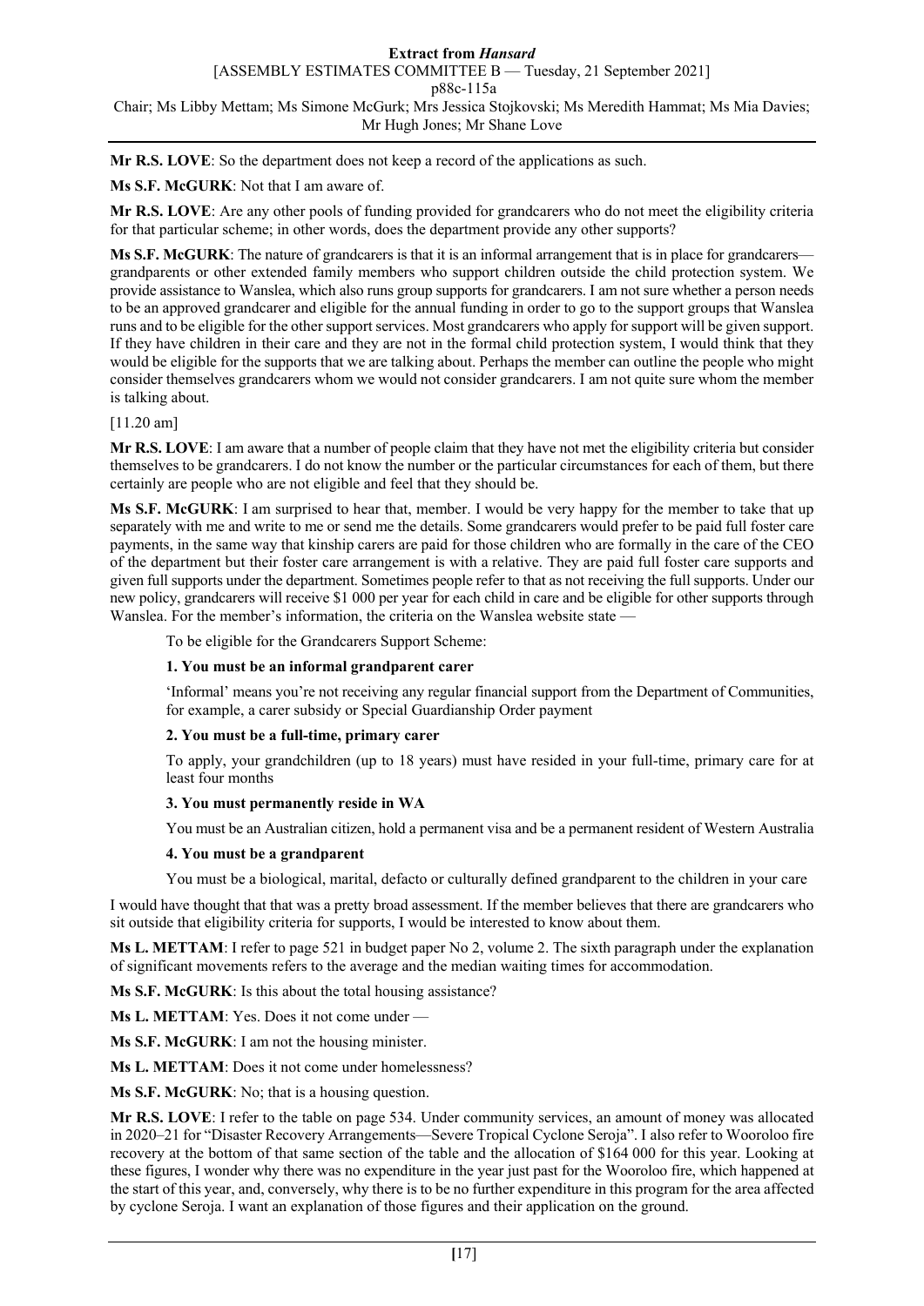**Mr R.S. LOVE**: So the department does not keep a record of the applications as such.

**Ms S.F. McGURK**: Not that I am aware of.

**Mr R.S. LOVE**: Are any other pools of funding provided for grandcarers who do not meet the eligibility criteria for that particular scheme; in other words, does the department provide any other supports?

**Ms S.F. McGURK**: The nature of grandcarers is that it is an informal arrangement that is in place for grandcarers—grandparents or other extended family members who support children outside the child protection system. We provide assistance to Wanslea, which also runs group supports for grandcarers. I am not sure whether a person needs to be an approved grandcarer and eligible for the annual funding in order to go to the support groups that Wanslea runs and to be eligible for the other support services. Most grandcarers who apply for support will be given support. If they have children in their care and they are not in the formal child protection system, I would think that they would be eligible for the supports that we are talking about. Perhaps the member can outline the people who might consider themselves grandcarers whom we would not consider grandcarers. I am not quite sure whom the member is talking about.

[11.20 am]

**Mr R.S. LOVE**: I am aware that a number of people claim that they have not met the eligibility criteria but consider themselves to be grandcarers. I do not know the number or the particular circumstances for each of them, but there certainly are people who are not eligible and feel that they should be.

**Ms S.F. McGURK**: I am surprised to hear that, member. I would be very happy for the member to take that up separately with me and write to me or send me the details. Some grandcarers would prefer to be paid full foster care payments, in the same way that kinship carers are paid for those children who are formally in the care of the CEO of the department but their foster care arrangement is with a relative. They are paid full foster care supports and given full supports under the department. Sometimes people refer to that as not receiving the full supports. Under our new policy, grandcarers will receive $1 000 per year for each child in care and be eligible for other supports through Wanslea. For the member's information, the criteria on the Wanslea website state —

> To be eligible for the Grandcarers Support Scheme:
>
> **1. You must be an informal grandparent carer**
>
> 'Informal' means you're not receiving any regular financial support from the Department of Communities, for example, a carer subsidy or Special Guardianship Order payment
>
> **2. You must be a full-time, primary carer**
>
> To apply, your grandchildren (up to 18 years) must have resided in your full-time, primary care for at least four months
>
> **3. You must permanently reside in WA**
>
> You must be an Australian citizen, hold a permanent visa and be a permanent resident of Western Australia
>
> **4. You must be a grandparent**
>
> You must be a biological, marital, defacto or culturally defined grandparent to the children in your care

I would have thought that that was a pretty broad assessment. If the member believes that there are grandcarers who sit outside that eligibility criteria for supports, I would be interested to know about them.

**Ms L. METTAM**: I refer to page 521 in budget paper No 2, volume 2. The sixth paragraph under the explanation of significant movements refers to the average and the median waiting times for accommodation.

**Ms S.F. McGURK**: Is this about the total housing assistance?

**Ms L. METTAM**: Yes. Does it not come under —

**Ms S.F. McGURK**: I am not the housing minister.

**Ms L. METTAM**: Does it not come under homelessness?

**Ms S.F. McGURK**: No; that is a housing question.

**Mr R.S. LOVE**: I refer to the table on page 534. Under community services, an amount of money was allocated in 2020–21 for "Disaster Recovery Arrangements—Severe Tropical Cyclone Seroja". I also refer to Wooroloo fire recovery at the bottom of that same section of the table and the allocation of $164 000 for this year. Looking at these figures, I wonder why there was no expenditure in the year just past for the Wooroloo fire, which happened at the start of this year, and, conversely, why there is to be no further expenditure in this program for the area affected by cyclone Seroja. I want an explanation of those figures and their application on the ground.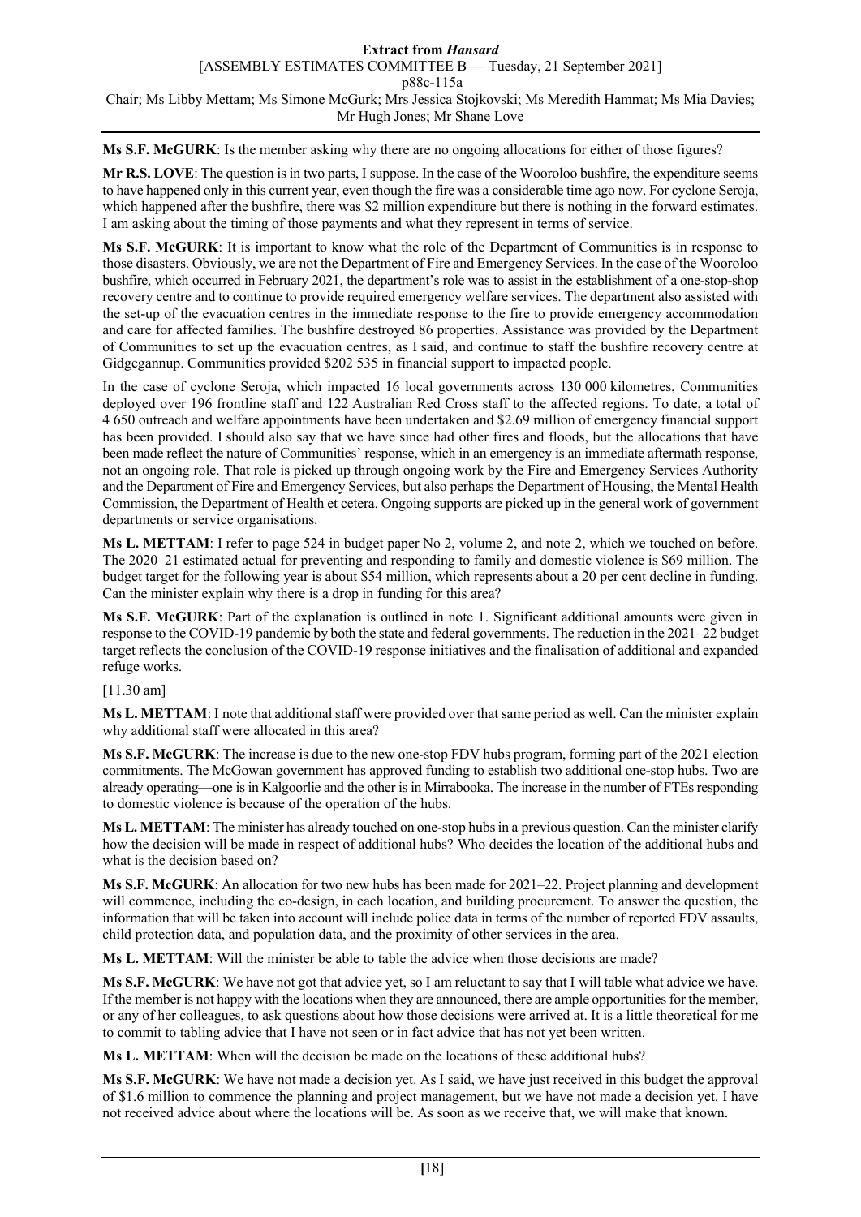**Ms S.F. McGURK**: Is the member asking why there are no ongoing allocations for either of those figures?

**Mr R.S. LOVE**: The question is in two parts, I suppose. In the case of the Wooroloo bushfire, the expenditure seems to have happened only in this current year, even though the fire was a considerable time ago now. For cyclone Seroja, which happened after the bushfire, there was $2 million expenditure but there is nothing in the forward estimates. I am asking about the timing of those payments and what they represent in terms of service.

**Ms S.F. McGURK**: It is important to know what the role of the Department of Communities is in response to those disasters. Obviously, we are not the Department of Fire and Emergency Services. In the case of the Wooroloo bushfire, which occurred in February 2021, the department's role was to assist in the establishment of a one-stop-shop recovery centre and to continue to provide required emergency welfare services. The department also assisted with the set-up of the evacuation centres in the immediate response to the fire to provide emergency accommodation and care for affected families. The bushfire destroyed 86 properties. Assistance was provided by the Department of Communities to set up the evacuation centres, as I said, and continue to staff the bushfire recovery centre at Gidgegannup. Communities provided $202 535 in financial support to impacted people.

In the case of cyclone Seroja, which impacted 16 local governments across 130 000 kilometres, Communities deployed over 196 frontline staff and 122 Australian Red Cross staff to the affected regions. To date, a total of 4 650 outreach and welfare appointments have been undertaken and $2.69 million of emergency financial support has been provided. I should also say that we have since had other fires and floods, but the allocations that have been made reflect the nature of Communities' response, which in an emergency is an immediate aftermath response, not an ongoing role. That role is picked up through ongoing work by the Fire and Emergency Services Authority and the Department of Fire and Emergency Services, but also perhaps the Department of Housing, the Mental Health Commission, the Department of Health et cetera. Ongoing supports are picked up in the general work of government departments or service organisations.

**Ms L. METTAM**: I refer to page 524 in budget paper No 2, volume 2, and note 2, which we touched on before. The 2020–21 estimated actual for preventing and responding to family and domestic violence is $69 million. The budget target for the following year is about $54 million, which represents about a 20 per cent decline in funding. Can the minister explain why there is a drop in funding for this area?

**Ms S.F. McGURK**: Part of the explanation is outlined in note 1. Significant additional amounts were given in response to the COVID-19 pandemic by both the state and federal governments. The reduction in the 2021–22 budget target reflects the conclusion of the COVID-19 response initiatives and the finalisation of additional and expanded refuge works.

[11.30 am]

**Ms L. METTAM**: I note that additional staff were provided over that same period as well. Can the minister explain why additional staff were allocated in this area?

**Ms S.F. McGURK**: The increase is due to the new one-stop FDV hubs program, forming part of the 2021 election commitments. The McGowan government has approved funding to establish two additional one-stop hubs. Two are already operating—one is in Kalgoorlie and the other is in Mirrabooka. The increase in the number of FTEs responding to domestic violence is because of the operation of the hubs.

**Ms L. METTAM**: The minister has already touched on one-stop hubs in a previous question. Can the minister clarify how the decision will be made in respect of additional hubs? Who decides the location of the additional hubs and what is the decision based on?

**Ms S.F. McGURK**: An allocation for two new hubs has been made for 2021–22. Project planning and development will commence, including the co-design, in each location, and building procurement. To answer the question, the information that will be taken into account will include police data in terms of the number of reported FDV assaults, child protection data, and population data, and the proximity of other services in the area.

**Ms L. METTAM**: Will the minister be able to table the advice when those decisions are made?

**Ms S.F. McGURK**: We have not got that advice yet, so I am reluctant to say that I will table what advice we have. If the member is not happy with the locations when they are announced, there are ample opportunities for the member, or any of her colleagues, to ask questions about how those decisions were arrived at. It is a little theoretical for me to commit to tabling advice that I have not seen or in fact advice that has not yet been written.

**Ms L. METTAM**: When will the decision be made on the locations of these additional hubs?

**Ms S.F. McGURK**: We have not made a decision yet. As I said, we have just received in this budget the approval of $1.6 million to commence the planning and project management, but we have not made a decision yet. I have not received advice about where the locations will be. As soon as we receive that, we will make that known.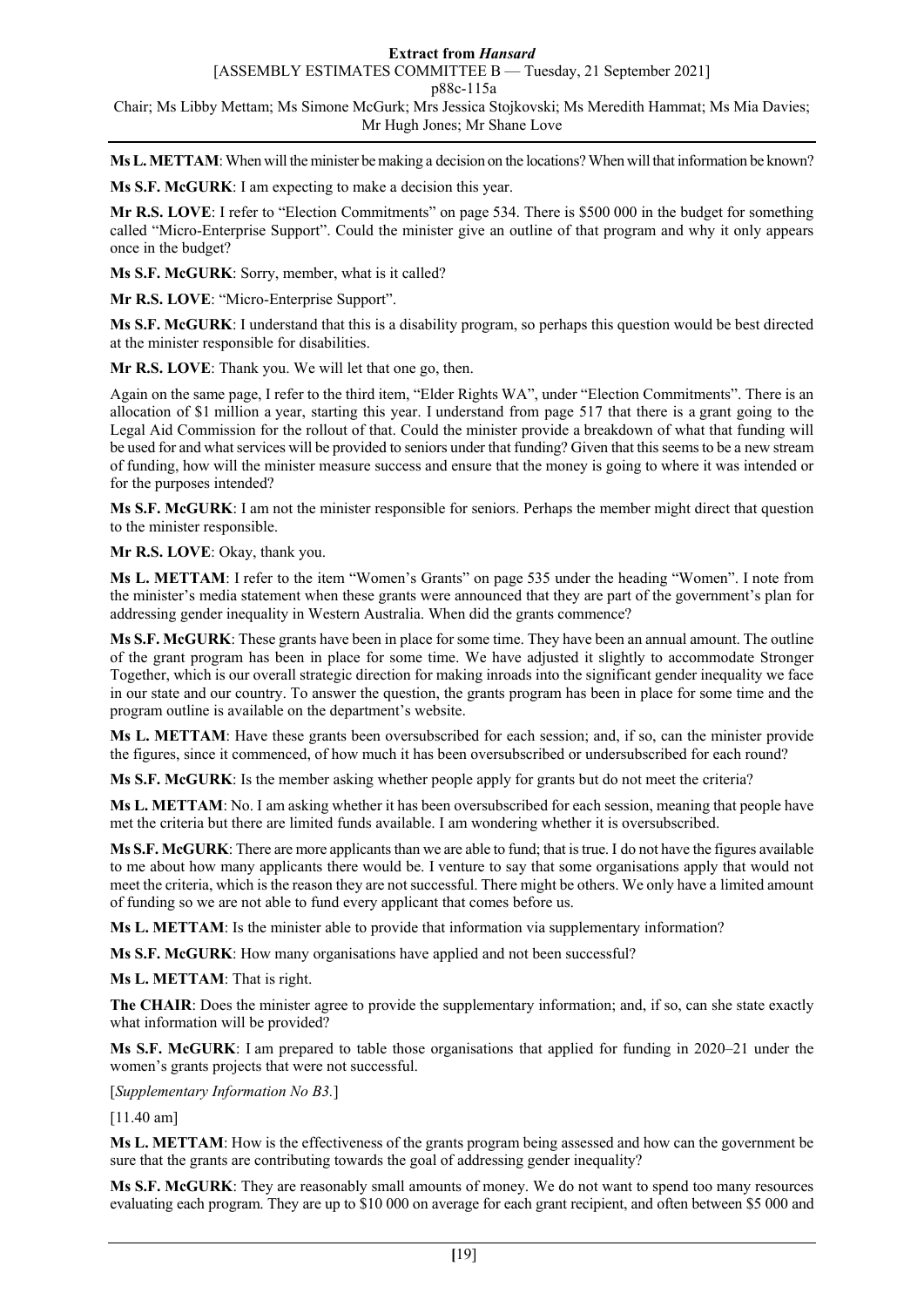**Ms L. METTAM**: When will the minister be making a decision on the locations? When will that information be known?

**Ms S.F. McGURK**: I am expecting to make a decision this year.

**Mr R.S. LOVE**: I refer to "Election Commitments" on page 534. There is $500 000 in the budget for something called "Micro-Enterprise Support". Could the minister give an outline of that program and why it only appears once in the budget?

**Ms S.F. McGURK**: Sorry, member, what is it called?

**Mr R.S. LOVE**: "Micro-Enterprise Support".

**Ms S.F. McGURK**: I understand that this is a disability program, so perhaps this question would be best directed at the minister responsible for disabilities.

**Mr R.S. LOVE**: Thank you. We will let that one go, then.

Again on the same page, I refer to the third item, "Elder Rights WA", under "Election Commitments". There is an allocation of $1 million a year, starting this year. I understand from page 517 that there is a grant going to the Legal Aid Commission for the rollout of that. Could the minister provide a breakdown of what that funding will be used for and what services will be provided to seniors under that funding? Given that this seems to be a new stream of funding, how will the minister measure success and ensure that the money is going to where it was intended or for the purposes intended?

**Ms S.F. McGURK**: I am not the minister responsible for seniors. Perhaps the member might direct that question to the minister responsible.

**Mr R.S. LOVE**: Okay, thank you.

**Ms L. METTAM**: I refer to the item "Women's Grants" on page 535 under the heading "Women". I note from the minister's media statement when these grants were announced that they are part of the government's plan for addressing gender inequality in Western Australia. When did the grants commence?

**Ms S.F. McGURK**: These grants have been in place for some time. They have been an annual amount. The outline of the grant program has been in place for some time. We have adjusted it slightly to accommodate Stronger Together, which is our overall strategic direction for making inroads into the significant gender inequality we face in our state and our country. To answer the question, the grants program has been in place for some time and the program outline is available on the department's website.

**Ms L. METTAM**: Have these grants been oversubscribed for each session; and, if so, can the minister provide the figures, since it commenced, of how much it has been oversubscribed or undersubscribed for each round?

**Ms S.F. McGURK**: Is the member asking whether people apply for grants but do not meet the criteria?

**Ms L. METTAM**: No. I am asking whether it has been oversubscribed for each session, meaning that people have met the criteria but there are limited funds available. I am wondering whether it is oversubscribed.

**Ms S.F. McGURK**: There are more applicants than we are able to fund; that is true. I do not have the figures available to me about how many applicants there would be. I venture to say that some organisations apply that would not meet the criteria, which is the reason they are not successful. There might be others. We only have a limited amount of funding so we are not able to fund every applicant that comes before us.

**Ms L. METTAM**: Is the minister able to provide that information via supplementary information?

**Ms S.F. McGURK**: How many organisations have applied and not been successful?

**Ms L. METTAM**: That is right.

**The CHAIR**: Does the minister agree to provide the supplementary information; and, if so, can she state exactly what information will be provided?

**Ms S.F. McGURK**: I am prepared to table those organisations that applied for funding in 2020–21 under the women's grants projects that were not successful.

[*Supplementary Information No B3.*]

[11.40 am]

**Ms L. METTAM**: How is the effectiveness of the grants program being assessed and how can the government be sure that the grants are contributing towards the goal of addressing gender inequality?

**Ms S.F. McGURK**: They are reasonably small amounts of money. We do not want to spend too many resources evaluating each program. They are up to $10 000 on average for each grant recipient, and often between $5 000 and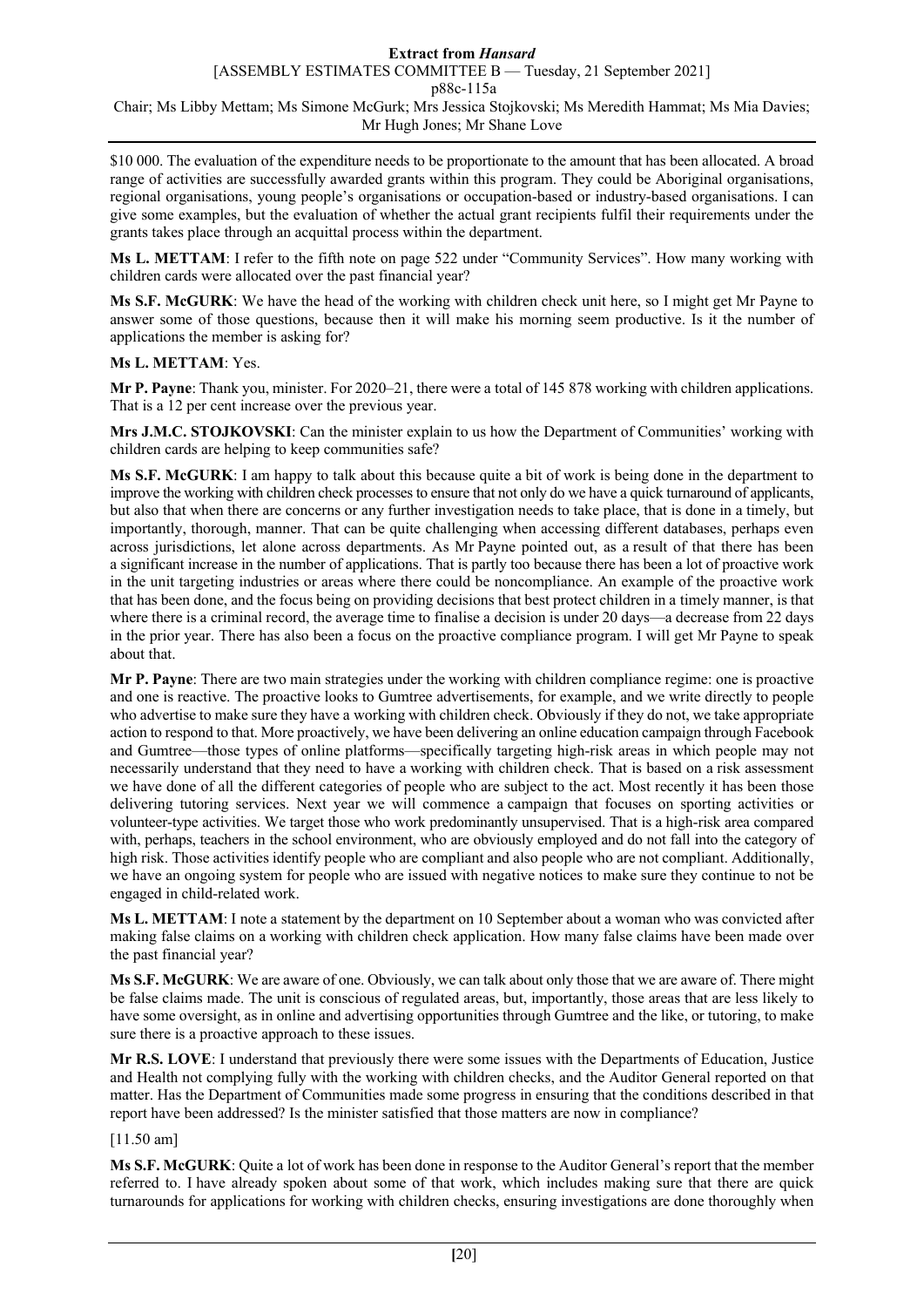$10 000. The evaluation of the expenditure needs to be proportionate to the amount that has been allocated. A broad range of activities are successfully awarded grants within this program. They could be Aboriginal organisations, regional organisations, young people's organisations or occupation-based or industry-based organisations. I can give some examples, but the evaluation of whether the actual grant recipients fulfil their requirements under the grants takes place through an acquittal process within the department.

**Ms L. METTAM**: I refer to the fifth note on page 522 under "Community Services". How many working with children cards were allocated over the past financial year?

**Ms S.F. McGURK**: We have the head of the working with children check unit here, so I might get Mr Payne to answer some of those questions, because then it will make his morning seem productive. Is it the number of applications the member is asking for?

**Ms L. METTAM**: Yes.

**Mr P. Payne**: Thank you, minister. For 2020–21, there were a total of 145 878 working with children applications. That is a 12 per cent increase over the previous year.

**Mrs J.M.C. STOJKOVSKI**: Can the minister explain to us how the Department of Communities' working with children cards are helping to keep communities safe?

**Ms S.F. McGURK**: I am happy to talk about this because quite a bit of work is being done in the department to improve the working with children check processes to ensure that not only do we have a quick turnaround of applicants, but also that when there are concerns or any further investigation needs to take place, that is done in a timely, but importantly, thorough, manner. That can be quite challenging when accessing different databases, perhaps even across jurisdictions, let alone across departments. As Mr Payne pointed out, as a result of that there has been a significant increase in the number of applications. That is partly too because there has been a lot of proactive work in the unit targeting industries or areas where there could be noncompliance. An example of the proactive work that has been done, and the focus being on providing decisions that best protect children in a timely manner, is that where there is a criminal record, the average time to finalise a decision is under 20 days—a decrease from 22 days in the prior year. There has also been a focus on the proactive compliance program. I will get Mr Payne to speak about that.

**Mr P. Payne**: There are two main strategies under the working with children compliance regime: one is proactive and one is reactive. The proactive looks to Gumtree advertisements, for example, and we write directly to people who advertise to make sure they have a working with children check. Obviously if they do not, we take appropriate action to respond to that. More proactively, we have been delivering an online education campaign through Facebook and Gumtree—those types of online platforms—specifically targeting high-risk areas in which people may not necessarily understand that they need to have a working with children check. That is based on a risk assessment we have done of all the different categories of people who are subject to the act. Most recently it has been those delivering tutoring services. Next year we will commence a campaign that focuses on sporting activities or volunteer-type activities. We target those who work predominantly unsupervised. That is a high-risk area compared with, perhaps, teachers in the school environment, who are obviously employed and do not fall into the category of high risk. Those activities identify people who are compliant and also people who are not compliant. Additionally, we have an ongoing system for people who are issued with negative notices to make sure they continue to not be engaged in child-related work.

**Ms L. METTAM**: I note a statement by the department on 10 September about a woman who was convicted after making false claims on a working with children check application. How many false claims have been made over the past financial year?

**Ms S.F. McGURK**: We are aware of one. Obviously, we can talk about only those that we are aware of. There might be false claims made. The unit is conscious of regulated areas, but, importantly, those areas that are less likely to have some oversight, as in online and advertising opportunities through Gumtree and the like, or tutoring, to make sure there is a proactive approach to these issues.

**Mr R.S. LOVE**: I understand that previously there were some issues with the Departments of Education, Justice and Health not complying fully with the working with children checks, and the Auditor General reported on that matter. Has the Department of Communities made some progress in ensuring that the conditions described in that report have been addressed? Is the minister satisfied that those matters are now in compliance?

[11.50 am]

**Ms S.F. McGURK**: Quite a lot of work has been done in response to the Auditor General's report that the member referred to. I have already spoken about some of that work, which includes making sure that there are quick turnarounds for applications for working with children checks, ensuring investigations are done thoroughly when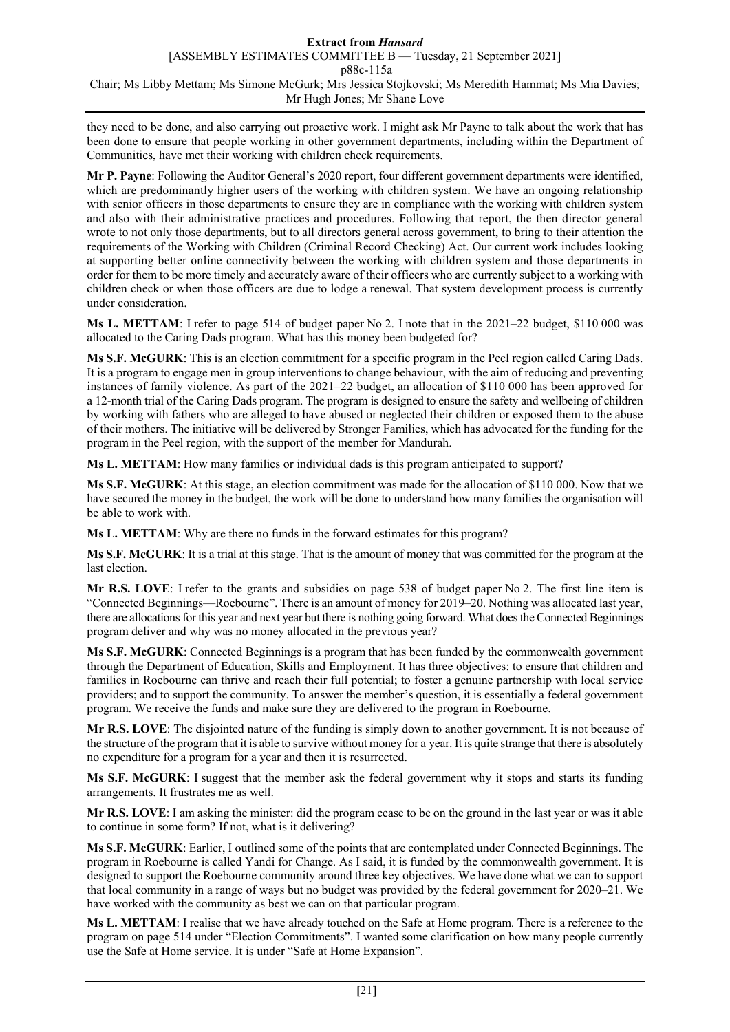they need to be done, and also carrying out proactive work. I might ask Mr Payne to talk about the work that has been done to ensure that people working in other government departments, including within the Department of Communities, have met their working with children check requirements.

**Mr P. Payne**: Following the Auditor General's 2020 report, four different government departments were identified, which are predominantly higher users of the working with children system. We have an ongoing relationship with senior officers in those departments to ensure they are in compliance with the working with children system and also with their administrative practices and procedures. Following that report, the then director general wrote to not only those departments, but to all directors general across government, to bring to their attention the requirements of the Working with Children (Criminal Record Checking) Act. Our current work includes looking at supporting better online connectivity between the working with children system and those departments in order for them to be more timely and accurately aware of their officers who are currently subject to a working with children check or when those officers are due to lodge a renewal. That system development process is currently under consideration.

**Ms L. METTAM**: I refer to page 514 of budget paper No 2. I note that in the 2021–22 budget, $110 000 was allocated to the Caring Dads program. What has this money been budgeted for?

**Ms S.F. McGURK**: This is an election commitment for a specific program in the Peel region called Caring Dads. It is a program to engage men in group interventions to change behaviour, with the aim of reducing and preventing instances of family violence. As part of the 2021–22 budget, an allocation of $110 000 has been approved for a 12-month trial of the Caring Dads program. The program is designed to ensure the safety and wellbeing of children by working with fathers who are alleged to have abused or neglected their children or exposed them to the abuse of their mothers. The initiative will be delivered by Stronger Families, which has advocated for the funding for the program in the Peel region, with the support of the member for Mandurah.

**Ms L. METTAM**: How many families or individual dads is this program anticipated to support?

**Ms S.F. McGURK**: At this stage, an election commitment was made for the allocation of $110 000. Now that we have secured the money in the budget, the work will be done to understand how many families the organisation will be able to work with.

**Ms L. METTAM**: Why are there no funds in the forward estimates for this program?

**Ms S.F. McGURK**: It is a trial at this stage. That is the amount of money that was committed for the program at the last election.

**Mr R.S. LOVE**: I refer to the grants and subsidies on page 538 of budget paper No 2. The first line item is "Connected Beginnings—Roebourne". There is an amount of money for 2019–20. Nothing was allocated last year, there are allocations for this year and next year but there is nothing going forward. What does the Connected Beginnings program deliver and why was no money allocated in the previous year?

**Ms S.F. McGURK**: Connected Beginnings is a program that has been funded by the commonwealth government through the Department of Education, Skills and Employment. It has three objectives: to ensure that children and families in Roebourne can thrive and reach their full potential; to foster a genuine partnership with local service providers; and to support the community. To answer the member's question, it is essentially a federal government program. We receive the funds and make sure they are delivered to the program in Roebourne.

**Mr R.S. LOVE**: The disjointed nature of the funding is simply down to another government. It is not because of the structure of the program that it is able to survive without money for a year. It is quite strange that there is absolutely no expenditure for a program for a year and then it is resurrected.

**Ms S.F. McGURK**: I suggest that the member ask the federal government why it stops and starts its funding arrangements. It frustrates me as well.

**Mr R.S. LOVE**: I am asking the minister: did the program cease to be on the ground in the last year or was it able to continue in some form? If not, what is it delivering?

**Ms S.F. McGURK**: Earlier, I outlined some of the points that are contemplated under Connected Beginnings. The program in Roebourne is called Yandi for Change. As I said, it is funded by the commonwealth government. It is designed to support the Roebourne community around three key objectives. We have done what we can to support that local community in a range of ways but no budget was provided by the federal government for 2020–21. We have worked with the community as best we can on that particular program.

**Ms L. METTAM**: I realise that we have already touched on the Safe at Home program. There is a reference to the program on page 514 under "Election Commitments". I wanted some clarification on how many people currently use the Safe at Home service. It is under "Safe at Home Expansion".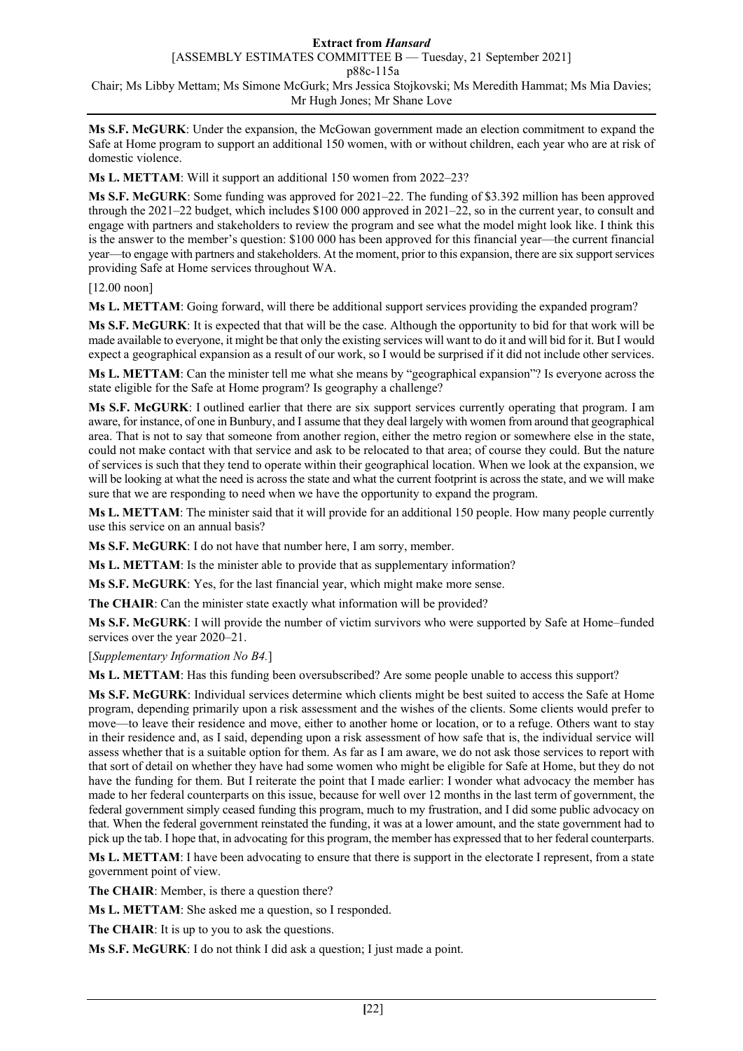**Ms S.F. McGURK**: Under the expansion, the McGowan government made an election commitment to expand the Safe at Home program to support an additional 150 women, with or without children, each year who are at risk of domestic violence.

**Ms L. METTAM**: Will it support an additional 150 women from 2022–23?

**Ms S.F. McGURK**: Some funding was approved for 2021–22. The funding of $3.392 million has been approved through the 2021–22 budget, which includes $100 000 approved in 2021–22, so in the current year, to consult and engage with partners and stakeholders to review the program and see what the model might look like. I think this is the answer to the member's question: $100 000 has been approved for this financial year—the current financial year—to engage with partners and stakeholders. At the moment, prior to this expansion, there are six support services providing Safe at Home services throughout WA.

[12.00 noon]

**Ms L. METTAM**: Going forward, will there be additional support services providing the expanded program?

**Ms S.F. McGURK**: It is expected that that will be the case. Although the opportunity to bid for that work will be made available to everyone, it might be that only the existing services will want to do it and will bid for it. But I would expect a geographical expansion as a result of our work, so I would be surprised if it did not include other services.

**Ms L. METTAM**: Can the minister tell me what she means by "geographical expansion"? Is everyone across the state eligible for the Safe at Home program? Is geography a challenge?

**Ms S.F. McGURK**: I outlined earlier that there are six support services currently operating that program. I am aware, for instance, of one in Bunbury, and I assume that they deal largely with women from around that geographical area. That is not to say that someone from another region, either the metro region or somewhere else in the state, could not make contact with that service and ask to be relocated to that area; of course they could. But the nature of services is such that they tend to operate within their geographical location. When we look at the expansion, we will be looking at what the need is across the state and what the current footprint is across the state, and we will make sure that we are responding to need when we have the opportunity to expand the program.

**Ms L. METTAM**: The minister said that it will provide for an additional 150 people. How many people currently use this service on an annual basis?

**Ms S.F. McGURK**: I do not have that number here, I am sorry, member.

**Ms L. METTAM**: Is the minister able to provide that as supplementary information?

**Ms S.F. McGURK**: Yes, for the last financial year, which might make more sense.

**The CHAIR**: Can the minister state exactly what information will be provided?

**Ms S.F. McGURK**: I will provide the number of victim survivors who were supported by Safe at Home–funded services over the year 2020–21.

[*Supplementary Information No B4.*]

**Ms L. METTAM**: Has this funding been oversubscribed? Are some people unable to access this support?

**Ms S.F. McGURK**: Individual services determine which clients might be best suited to access the Safe at Home program, depending primarily upon a risk assessment and the wishes of the clients. Some clients would prefer to move—to leave their residence and move, either to another home or location, or to a refuge. Others want to stay in their residence and, as I said, depending upon a risk assessment of how safe that is, the individual service will assess whether that is a suitable option for them. As far as I am aware, we do not ask those services to report with that sort of detail on whether they have had some women who might be eligible for Safe at Home, but they do not have the funding for them. But I reiterate the point that I made earlier: I wonder what advocacy the member has made to her federal counterparts on this issue, because for well over 12 months in the last term of government, the federal government simply ceased funding this program, much to my frustration, and I did some public advocacy on that. When the federal government reinstated the funding, it was at a lower amount, and the state government had to pick up the tab. I hope that, in advocating for this program, the member has expressed that to her federal counterparts.

**Ms L. METTAM**: I have been advocating to ensure that there is support in the electorate I represent, from a state government point of view.

**The CHAIR**: Member, is there a question there?

**Ms L. METTAM**: She asked me a question, so I responded.

**The CHAIR**: It is up to you to ask the questions.

**Ms S.F. McGURK**: I do not think I did ask a question; I just made a point.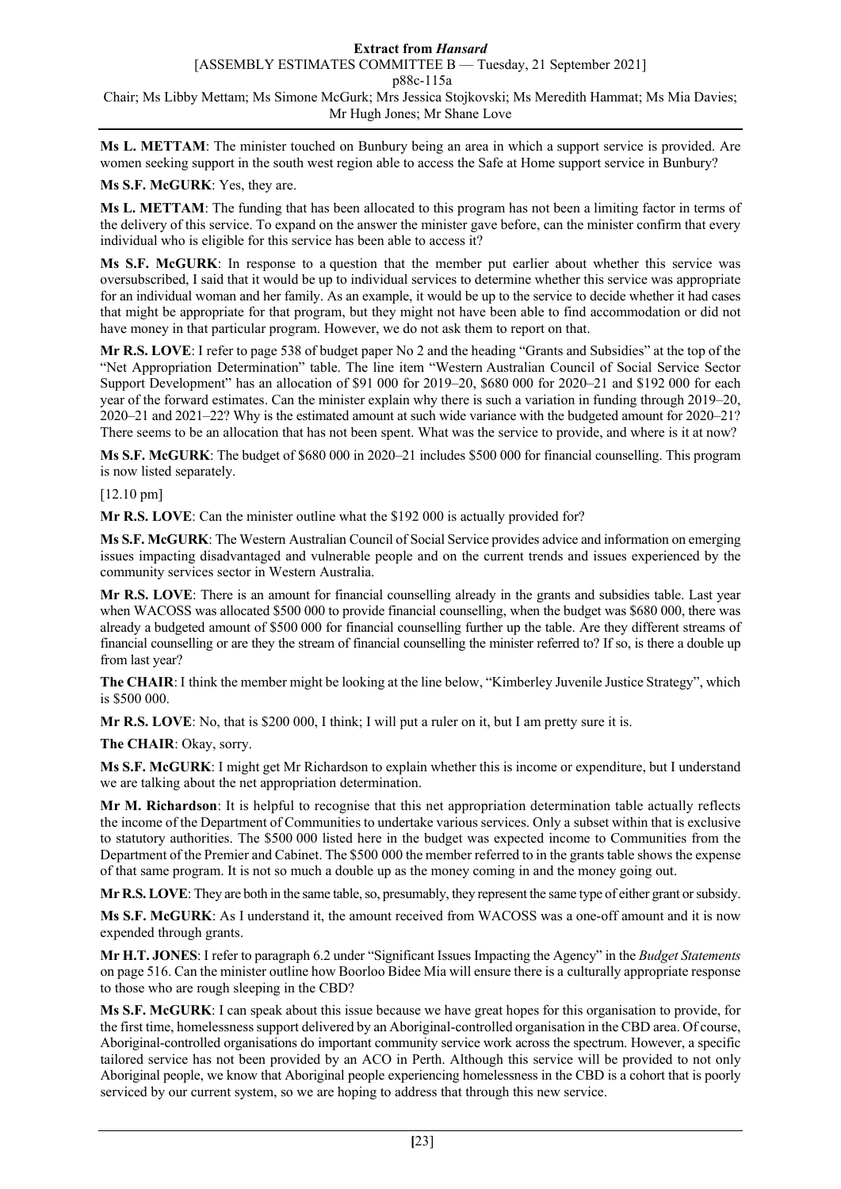**Ms L. METTAM**: The minister touched on Bunbury being an area in which a support service is provided. Are women seeking support in the south west region able to access the Safe at Home support service in Bunbury?

**Ms S.F. McGURK**: Yes, they are.

**Ms L. METTAM**: The funding that has been allocated to this program has not been a limiting factor in terms of the delivery of this service. To expand on the answer the minister gave before, can the minister confirm that every individual who is eligible for this service has been able to access it?

**Ms S.F. McGURK**: In response to a question that the member put earlier about whether this service was oversubscribed, I said that it would be up to individual services to determine whether this service was appropriate for an individual woman and her family. As an example, it would be up to the service to decide whether it had cases that might be appropriate for that program, but they might not have been able to find accommodation or did not have money in that particular program. However, we do not ask them to report on that.

**Mr R.S. LOVE**: I refer to page 538 of budget paper No 2 and the heading "Grants and Subsidies" at the top of the "Net Appropriation Determination" table. The line item "Western Australian Council of Social Service Sector Support Development" has an allocation of $91 000 for 2019–20, $680 000 for 2020–21 and $192 000 for each year of the forward estimates. Can the minister explain why there is such a variation in funding through 2019–20, 2020–21 and 2021–22? Why is the estimated amount at such wide variance with the budgeted amount for 2020–21? There seems to be an allocation that has not been spent. What was the service to provide, and where is it at now?

**Ms S.F. McGURK**: The budget of $680 000 in 2020–21 includes $500 000 for financial counselling. This program is now listed separately.

[12.10 pm]

**Mr R.S. LOVE**: Can the minister outline what the $192 000 is actually provided for?

**Ms S.F. McGURK**: The Western Australian Council of Social Service provides advice and information on emerging issues impacting disadvantaged and vulnerable people and on the current trends and issues experienced by the community services sector in Western Australia.

**Mr R.S. LOVE**: There is an amount for financial counselling already in the grants and subsidies table. Last year when WACOSS was allocated $500 000 to provide financial counselling, when the budget was $680 000, there was already a budgeted amount of $500 000 for financial counselling further up the table. Are they different streams of financial counselling or are they the stream of financial counselling the minister referred to? If so, is there a double up from last year?

**The CHAIR**: I think the member might be looking at the line below, "Kimberley Juvenile Justice Strategy", which is $500 000.

**Mr R.S. LOVE**: No, that is $200 000, I think; I will put a ruler on it, but I am pretty sure it is.

**The CHAIR**: Okay, sorry.

**Ms S.F. McGURK**: I might get Mr Richardson to explain whether this is income or expenditure, but I understand we are talking about the net appropriation determination.

**Mr M. Richardson**: It is helpful to recognise that this net appropriation determination table actually reflects the income of the Department of Communities to undertake various services. Only a subset within that is exclusive to statutory authorities. The $500 000 listed here in the budget was expected income to Communities from the Department of the Premier and Cabinet. The $500 000 the member referred to in the grants table shows the expense of that same program. It is not so much a double up as the money coming in and the money going out.

**Mr R.S. LOVE**: They are both in the same table, so, presumably, they represent the same type of either grant or subsidy.

**Ms S.F. McGURK**: As I understand it, the amount received from WACOSS was a one-off amount and it is now expended through grants.

**Mr H.T. JONES**: I refer to paragraph 6.2 under "Significant Issues Impacting the Agency" in the *Budget Statements* on page 516. Can the minister outline how Boorloo Bidee Mia will ensure there is a culturally appropriate response to those who are rough sleeping in the CBD?

**Ms S.F. McGURK**: I can speak about this issue because we have great hopes for this organisation to provide, for the first time, homelessness support delivered by an Aboriginal-controlled organisation in the CBD area. Of course, Aboriginal-controlled organisations do important community service work across the spectrum. However, a specific tailored service has not been provided by an ACO in Perth. Although this service will be provided to not only Aboriginal people, we know that Aboriginal people experiencing homelessness in the CBD is a cohort that is poorly serviced by our current system, so we are hoping to address that through this new service.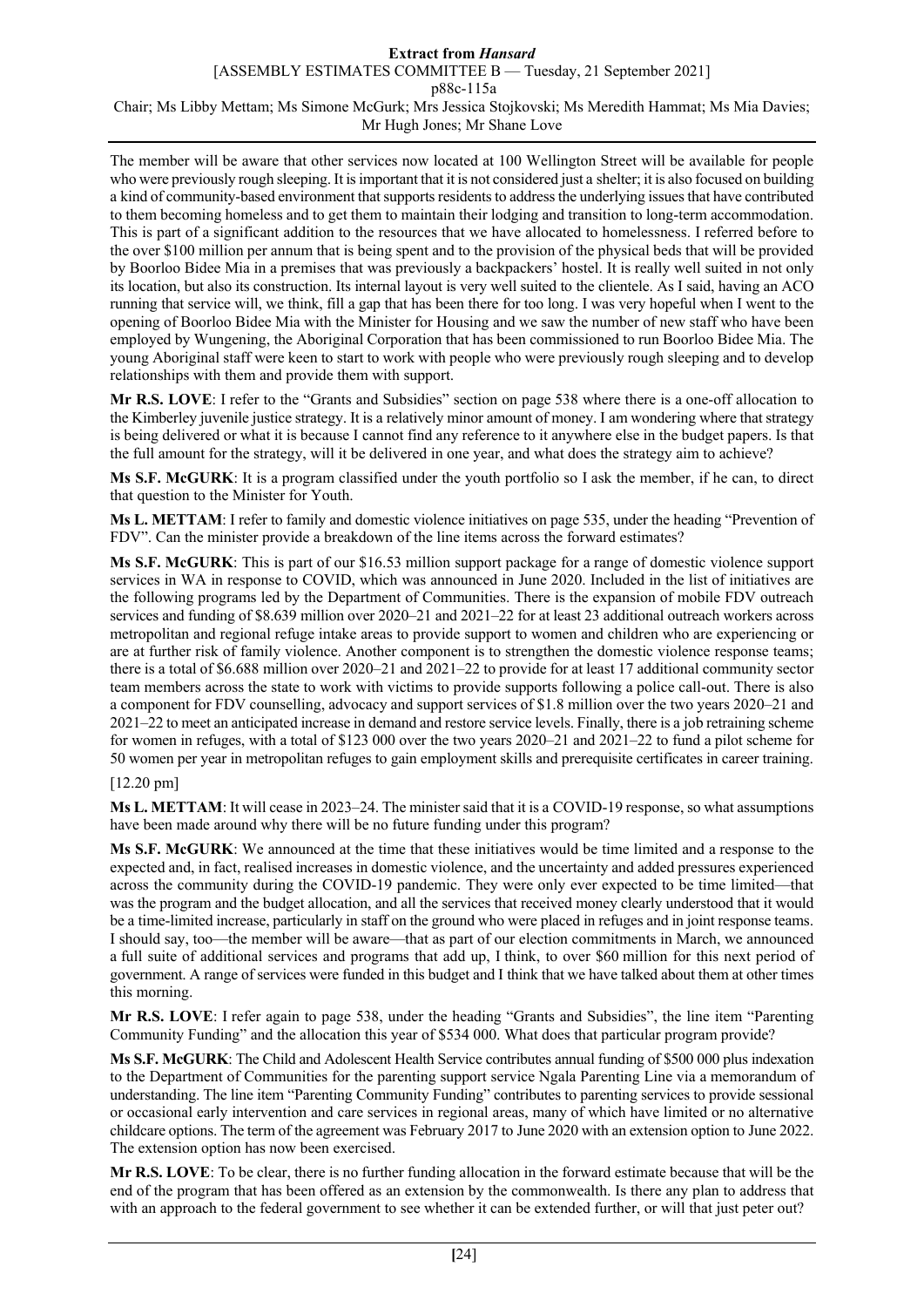The member will be aware that other services now located at 100 Wellington Street will be available for people who were previously rough sleeping. It is important that it is not considered just a shelter; it is also focused on building a kind of community-based environment that supports residents to address the underlying issues that have contributed to them becoming homeless and to get them to maintain their lodging and transition to long-term accommodation. This is part of a significant addition to the resources that we have allocated to homelessness. I referred before to the over $100 million per annum that is being spent and to the provision of the physical beds that will be provided by Boorloo Bidee Mia in a premises that was previously a backpackers' hostel. It is really well suited in not only its location, but also its construction. Its internal layout is very well suited to the clientele. As I said, having an ACO running that service will, we think, fill a gap that has been there for too long. I was very hopeful when I went to the opening of Boorloo Bidee Mia with the Minister for Housing and we saw the number of new staff who have been employed by Wungening, the Aboriginal Corporation that has been commissioned to run Boorloo Bidee Mia. The young Aboriginal staff were keen to start to work with people who were previously rough sleeping and to develop relationships with them and provide them with support.

**Mr R.S. LOVE**: I refer to the "Grants and Subsidies" section on page 538 where there is a one-off allocation to the Kimberley juvenile justice strategy. It is a relatively minor amount of money. I am wondering where that strategy is being delivered or what it is because I cannot find any reference to it anywhere else in the budget papers. Is that the full amount for the strategy, will it be delivered in one year, and what does the strategy aim to achieve?

**Ms S.F. McGURK**: It is a program classified under the youth portfolio so I ask the member, if he can, to direct that question to the Minister for Youth.

**Ms L. METTAM**: I refer to family and domestic violence initiatives on page 535, under the heading "Prevention of FDV". Can the minister provide a breakdown of the line items across the forward estimates?

**Ms S.F. McGURK**: This is part of our $16.53 million support package for a range of domestic violence support services in WA in response to COVID, which was announced in June 2020. Included in the list of initiatives are the following programs led by the Department of Communities. There is the expansion of mobile FDV outreach services and funding of $8.639 million over 2020–21 and 2021–22 for at least 23 additional outreach workers across metropolitan and regional refuge intake areas to provide support to women and children who are experiencing or are at further risk of family violence. Another component is to strengthen the domestic violence response teams; there is a total of $6.688 million over 2020–21 and 2021–22 to provide for at least 17 additional community sector team members across the state to work with victims to provide supports following a police call-out. There is also a component for FDV counselling, advocacy and support services of $1.8 million over the two years 2020–21 and 2021–22 to meet an anticipated increase in demand and restore service levels. Finally, there is a job retraining scheme for women in refuges, with a total of $123 000 over the two years 2020–21 and 2021–22 to fund a pilot scheme for 50 women per year in metropolitan refuges to gain employment skills and prerequisite certificates in career training.

[12.20 pm]

**Ms L. METTAM**: It will cease in 2023–24. The minister said that it is a COVID-19 response, so what assumptions have been made around why there will be no future funding under this program?

**Ms S.F. McGURK**: We announced at the time that these initiatives would be time limited and a response to the expected and, in fact, realised increases in domestic violence, and the uncertainty and added pressures experienced across the community during the COVID-19 pandemic. They were only ever expected to be time limited—that was the program and the budget allocation, and all the services that received money clearly understood that it would be a time-limited increase, particularly in staff on the ground who were placed in refuges and in joint response teams. I should say, too—the member will be aware—that as part of our election commitments in March, we announced a full suite of additional services and programs that add up, I think, to over $60 million for this next period of government. A range of services were funded in this budget and I think that we have talked about them at other times this morning.

**Mr R.S. LOVE**: I refer again to page 538, under the heading "Grants and Subsidies", the line item "Parenting Community Funding" and the allocation this year of $534 000. What does that particular program provide?

**Ms S.F. McGURK**: The Child and Adolescent Health Service contributes annual funding of $500 000 plus indexation to the Department of Communities for the parenting support service Ngala Parenting Line via a memorandum of understanding. The line item "Parenting Community Funding" contributes to parenting services to provide sessional or occasional early intervention and care services in regional areas, many of which have limited or no alternative childcare options. The term of the agreement was February 2017 to June 2020 with an extension option to June 2022. The extension option has now been exercised.

**Mr R.S. LOVE**: To be clear, there is no further funding allocation in the forward estimate because that will be the end of the program that has been offered as an extension by the commonwealth. Is there any plan to address that with an approach to the federal government to see whether it can be extended further, or will that just peter out?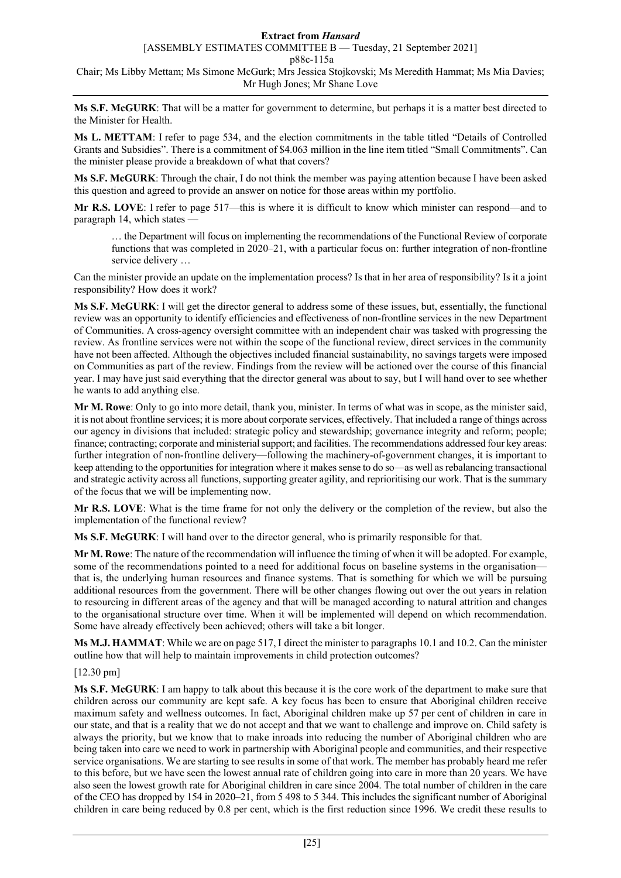**Ms S.F. McGURK**: That will be a matter for government to determine, but perhaps it is a matter best directed to the Minister for Health.

**Ms L. METTAM**: I refer to page 534, and the election commitments in the table titled "Details of Controlled Grants and Subsidies". There is a commitment of $4.063 million in the line item titled "Small Commitments". Can the minister please provide a breakdown of what that covers?

**Ms S.F. McGURK**: Through the chair, I do not think the member was paying attention because I have been asked this question and agreed to provide an answer on notice for those areas within my portfolio.

**Mr R.S. LOVE**: I refer to page 517—this is where it is difficult to know which minister can respond—and to paragraph 14, which states —

> … the Department will focus on implementing the recommendations of the Functional Review of corporate functions that was completed in 2020–21, with a particular focus on: further integration of non-frontline service delivery …

Can the minister provide an update on the implementation process? Is that in her area of responsibility? Is it a joint responsibility? How does it work?

**Ms S.F. McGURK**: I will get the director general to address some of these issues, but, essentially, the functional review was an opportunity to identify efficiencies and effectiveness of non-frontline services in the new Department of Communities. A cross-agency oversight committee with an independent chair was tasked with progressing the review. As frontline services were not within the scope of the functional review, direct services in the community have not been affected. Although the objectives included financial sustainability, no savings targets were imposed on Communities as part of the review. Findings from the review will be actioned over the course of this financial year. I may have just said everything that the director general was about to say, but I will hand over to see whether he wants to add anything else.

**Mr M. Rowe**: Only to go into more detail, thank you, minister. In terms of what was in scope, as the minister said, it is not about frontline services; it is more about corporate services, effectively. That included a range of things across our agency in divisions that included: strategic policy and stewardship; governance integrity and reform; people; finance; contracting; corporate and ministerial support; and facilities. The recommendations addressed four key areas: further integration of non-frontline delivery—following the machinery-of-government changes, it is important to keep attending to the opportunities for integration where it makes sense to do so—as well as rebalancing transactional and strategic activity across all functions, supporting greater agility, and reprioritising our work. That is the summary of the focus that we will be implementing now.

**Mr R.S. LOVE**: What is the time frame for not only the delivery or the completion of the review, but also the implementation of the functional review?

**Ms S.F. McGURK**: I will hand over to the director general, who is primarily responsible for that.

**Mr M. Rowe**: The nature of the recommendation will influence the timing of when it will be adopted. For example, some of the recommendations pointed to a need for additional focus on baseline systems in the organisation—that is, the underlying human resources and finance systems. That is something for which we will be pursuing additional resources from the government. There will be other changes flowing out over the out years in relation to resourcing in different areas of the agency and that will be managed according to natural attrition and changes to the organisational structure over time. When it will be implemented will depend on which recommendation. Some have already effectively been achieved; others will take a bit longer.

**Ms M.J. HAMMAT**: While we are on page 517, I direct the minister to paragraphs 10.1 and 10.2. Can the minister outline how that will help to maintain improvements in child protection outcomes?

[12.30 pm]

**Ms S.F. McGURK**: I am happy to talk about this because it is the core work of the department to make sure that children across our community are kept safe. A key focus has been to ensure that Aboriginal children receive maximum safety and wellness outcomes. In fact, Aboriginal children make up 57 per cent of children in care in our state, and that is a reality that we do not accept and that we want to challenge and improve on. Child safety is always the priority, but we know that to make inroads into reducing the number of Aboriginal children who are being taken into care we need to work in partnership with Aboriginal people and communities, and their respective service organisations. We are starting to see results in some of that work. The member has probably heard me refer to this before, but we have seen the lowest annual rate of children going into care in more than 20 years. We have also seen the lowest growth rate for Aboriginal children in care since 2004. The total number of children in the care of the CEO has dropped by 154 in 2020–21, from 5 498 to 5 344. This includes the significant number of Aboriginal children in care being reduced by 0.8 per cent, which is the first reduction since 1996. We credit these results to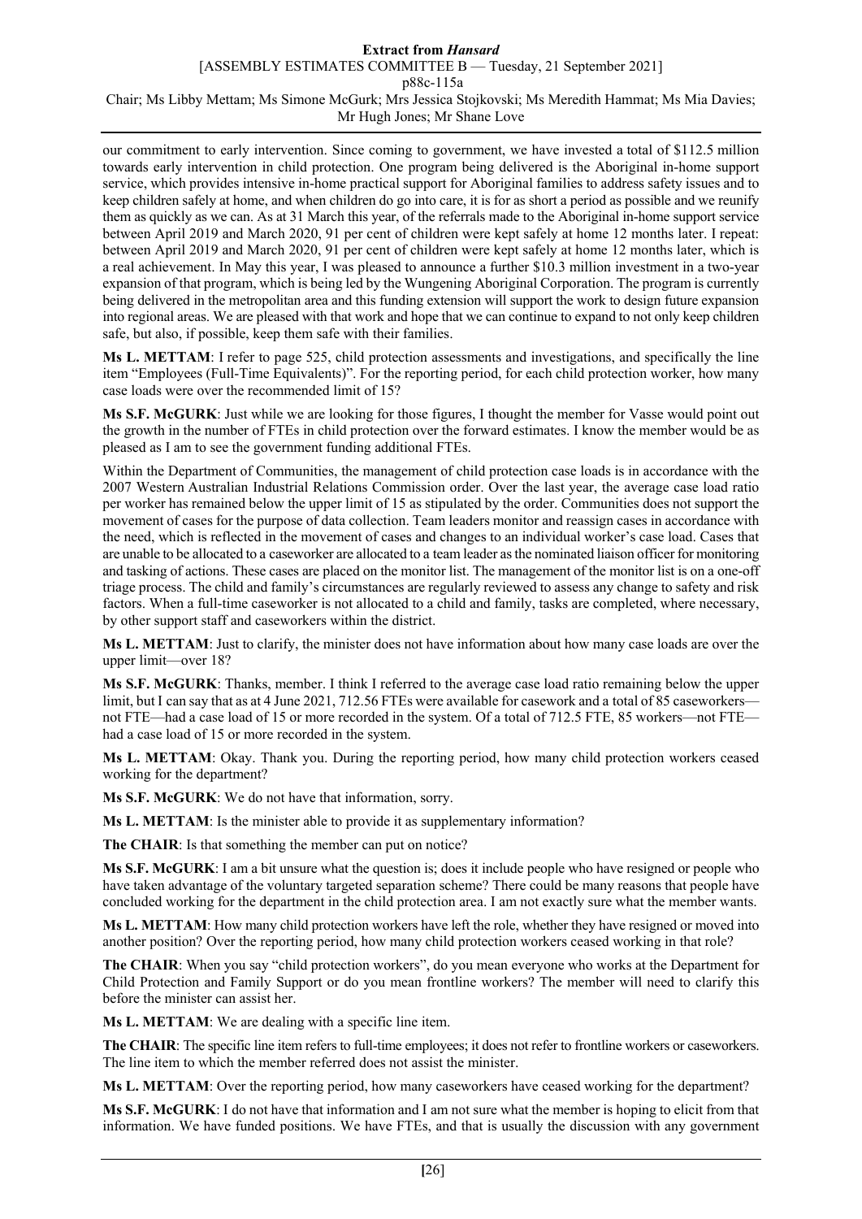our commitment to early intervention. Since coming to government, we have invested a total of $112.5 million towards early intervention in child protection. One program being delivered is the Aboriginal in-home support service, which provides intensive in-home practical support for Aboriginal families to address safety issues and to keep children safely at home, and when children do go into care, it is for as short a period as possible and we reunify them as quickly as we can. As at 31 March this year, of the referrals made to the Aboriginal in-home support service between April 2019 and March 2020, 91 per cent of children were kept safely at home 12 months later. I repeat: between April 2019 and March 2020, 91 per cent of children were kept safely at home 12 months later, which is a real achievement. In May this year, I was pleased to announce a further $10.3 million investment in a two-year expansion of that program, which is being led by the Wungening Aboriginal Corporation. The program is currently being delivered in the metropolitan area and this funding extension will support the work to design future expansion into regional areas. We are pleased with that work and hope that we can continue to expand to not only keep children safe, but also, if possible, keep them safe with their families.

**Ms L. METTAM**: I refer to page 525, child protection assessments and investigations, and specifically the line item "Employees (Full-Time Equivalents)". For the reporting period, for each child protection worker, how many case loads were over the recommended limit of 15?

**Ms S.F. McGURK**: Just while we are looking for those figures, I thought the member for Vasse would point out the growth in the number of FTEs in child protection over the forward estimates. I know the member would be as pleased as I am to see the government funding additional FTEs.

Within the Department of Communities, the management of child protection case loads is in accordance with the 2007 Western Australian Industrial Relations Commission order. Over the last year, the average case load ratio per worker has remained below the upper limit of 15 as stipulated by the order. Communities does not support the movement of cases for the purpose of data collection. Team leaders monitor and reassign cases in accordance with the need, which is reflected in the movement of cases and changes to an individual worker's case load. Cases that are unable to be allocated to a caseworker are allocated to a team leader as the nominated liaison officer for monitoring and tasking of actions. These cases are placed on the monitor list. The management of the monitor list is on a one-off triage process. The child and family's circumstances are regularly reviewed to assess any change to safety and risk factors. When a full-time caseworker is not allocated to a child and family, tasks are completed, where necessary, by other support staff and caseworkers within the district.

**Ms L. METTAM**: Just to clarify, the minister does not have information about how many case loads are over the upper limit—over 18?

**Ms S.F. McGURK**: Thanks, member. I think I referred to the average case load ratio remaining below the upper limit, but I can say that as at 4 June 2021, 712.56 FTEs were available for casework and a total of 85 caseworkers—not FTE—had a case load of 15 or more recorded in the system. Of a total of 712.5 FTE, 85 workers—not FTE—had a case load of 15 or more recorded in the system.

**Ms L. METTAM**: Okay. Thank you. During the reporting period, how many child protection workers ceased working for the department?

**Ms S.F. McGURK**: We do not have that information, sorry.

**Ms L. METTAM**: Is the minister able to provide it as supplementary information?

**The CHAIR**: Is that something the member can put on notice?

**Ms S.F. McGURK**: I am a bit unsure what the question is; does it include people who have resigned or people who have taken advantage of the voluntary targeted separation scheme? There could be many reasons that people have concluded working for the department in the child protection area. I am not exactly sure what the member wants.

**Ms L. METTAM**: How many child protection workers have left the role, whether they have resigned or moved into another position? Over the reporting period, how many child protection workers ceased working in that role?

**The CHAIR**: When you say "child protection workers", do you mean everyone who works at the Department for Child Protection and Family Support or do you mean frontline workers? The member will need to clarify this before the minister can assist her.

**Ms L. METTAM**: We are dealing with a specific line item.

**The CHAIR**: The specific line item refers to full-time employees; it does not refer to frontline workers or caseworkers. The line item to which the member referred does not assist the minister.

**Ms L. METTAM**: Over the reporting period, how many caseworkers have ceased working for the department?

**Ms S.F. McGURK**: I do not have that information and I am not sure what the member is hoping to elicit from that information. We have funded positions. We have FTEs, and that is usually the discussion with any government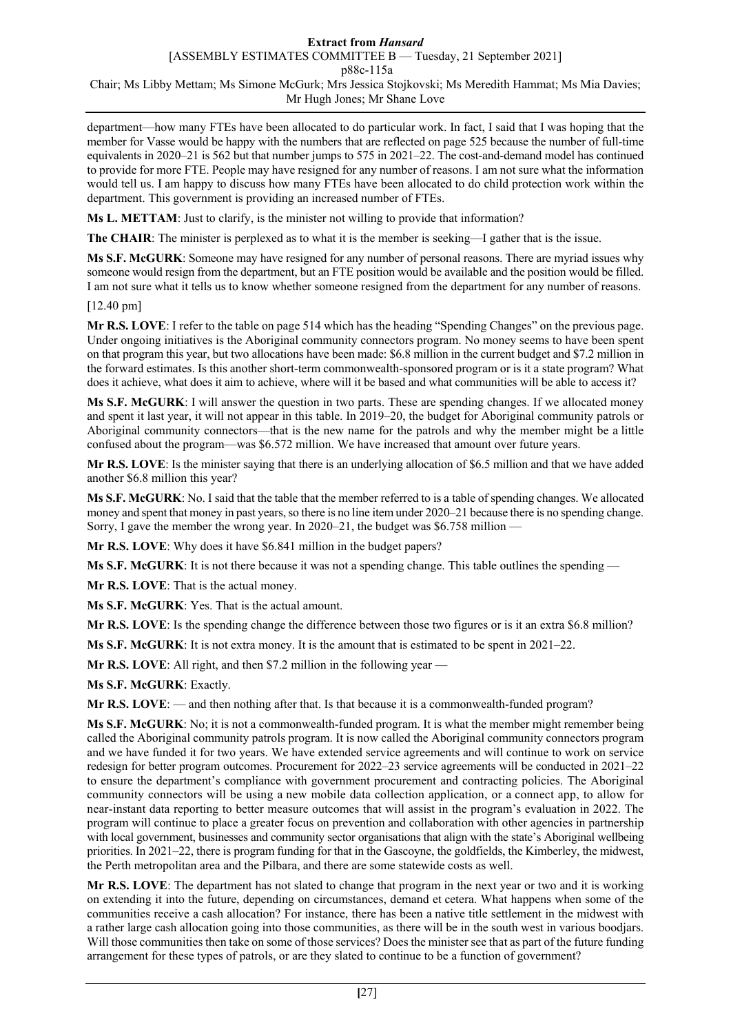department—how many FTEs have been allocated to do particular work. In fact, I said that I was hoping that the member for Vasse would be happy with the numbers that are reflected on page 525 because the number of full-time equivalents in 2020–21 is 562 but that number jumps to 575 in 2021–22. The cost-and-demand model has continued to provide for more FTE. People may have resigned for any number of reasons. I am not sure what the information would tell us. I am happy to discuss how many FTEs have been allocated to do child protection work within the department. This government is providing an increased number of FTEs.

**Ms L. METTAM**: Just to clarify, is the minister not willing to provide that information?

**The CHAIR**: The minister is perplexed as to what it is the member is seeking—I gather that is the issue.

**Ms S.F. McGURK**: Someone may have resigned for any number of personal reasons. There are myriad issues why someone would resign from the department, but an FTE position would be available and the position would be filled. I am not sure what it tells us to know whether someone resigned from the department for any number of reasons.

[12.40 pm]

**Mr R.S. LOVE**: I refer to the table on page 514 which has the heading "Spending Changes" on the previous page. Under ongoing initiatives is the Aboriginal community connectors program. No money seems to have been spent on that program this year, but two allocations have been made: $6.8 million in the current budget and $7.2 million in the forward estimates. Is this another short-term commonwealth-sponsored program or is it a state program? What does it achieve, what does it aim to achieve, where will it be based and what communities will be able to access it?

**Ms S.F. McGURK**: I will answer the question in two parts. These are spending changes. If we allocated money and spent it last year, it will not appear in this table. In 2019–20, the budget for Aboriginal community patrols or Aboriginal community connectors—that is the new name for the patrols and why the member might be a little confused about the program—was $6.572 million. We have increased that amount over future years.

**Mr R.S. LOVE**: Is the minister saying that there is an underlying allocation of $6.5 million and that we have added another $6.8 million this year?

**Ms S.F. McGURK**: No. I said that the table that the member referred to is a table of spending changes. We allocated money and spent that money in past years, so there is no line item under 2020–21 because there is no spending change. Sorry, I gave the member the wrong year. In 2020–21, the budget was $6.758 million —

**Mr R.S. LOVE**: Why does it have $6.841 million in the budget papers?

**Ms S.F. McGURK**: It is not there because it was not a spending change. This table outlines the spending —

**Mr R.S. LOVE**: That is the actual money.

**Ms S.F. McGURK**: Yes. That is the actual amount.

**Mr R.S. LOVE**: Is the spending change the difference between those two figures or is it an extra $6.8 million?

**Ms S.F. McGURK**: It is not extra money. It is the amount that is estimated to be spent in 2021–22.

**Mr R.S. LOVE**: All right, and then $7.2 million in the following year —

**Ms S.F. McGURK**: Exactly.

**Mr R.S. LOVE**: — and then nothing after that. Is that because it is a commonwealth-funded program?

**Ms S.F. McGURK**: No; it is not a commonwealth-funded program. It is what the member might remember being called the Aboriginal community patrols program. It is now called the Aboriginal community connectors program and we have funded it for two years. We have extended service agreements and will continue to work on service redesign for better program outcomes. Procurement for 2022–23 service agreements will be conducted in 2021–22 to ensure the department's compliance with government procurement and contracting policies. The Aboriginal community connectors will be using a new mobile data collection application, or a connect app, to allow for near-instant data reporting to better measure outcomes that will assist in the program's evaluation in 2022. The program will continue to place a greater focus on prevention and collaboration with other agencies in partnership with local government, businesses and community sector organisations that align with the state's Aboriginal wellbeing priorities. In 2021–22, there is program funding for that in the Gascoyne, the goldfields, the Kimberley, the midwest, the Perth metropolitan area and the Pilbara, and there are some statewide costs as well.

**Mr R.S. LOVE**: The department has not slated to change that program in the next year or two and it is working on extending it into the future, depending on circumstances, demand et cetera. What happens when some of the communities receive a cash allocation? For instance, there has been a native title settlement in the midwest with a rather large cash allocation going into those communities, as there will be in the south west in various boodjars. Will those communities then take on some of those services? Does the minister see that as part of the future funding arrangement for these types of patrols, or are they slated to continue to be a function of government?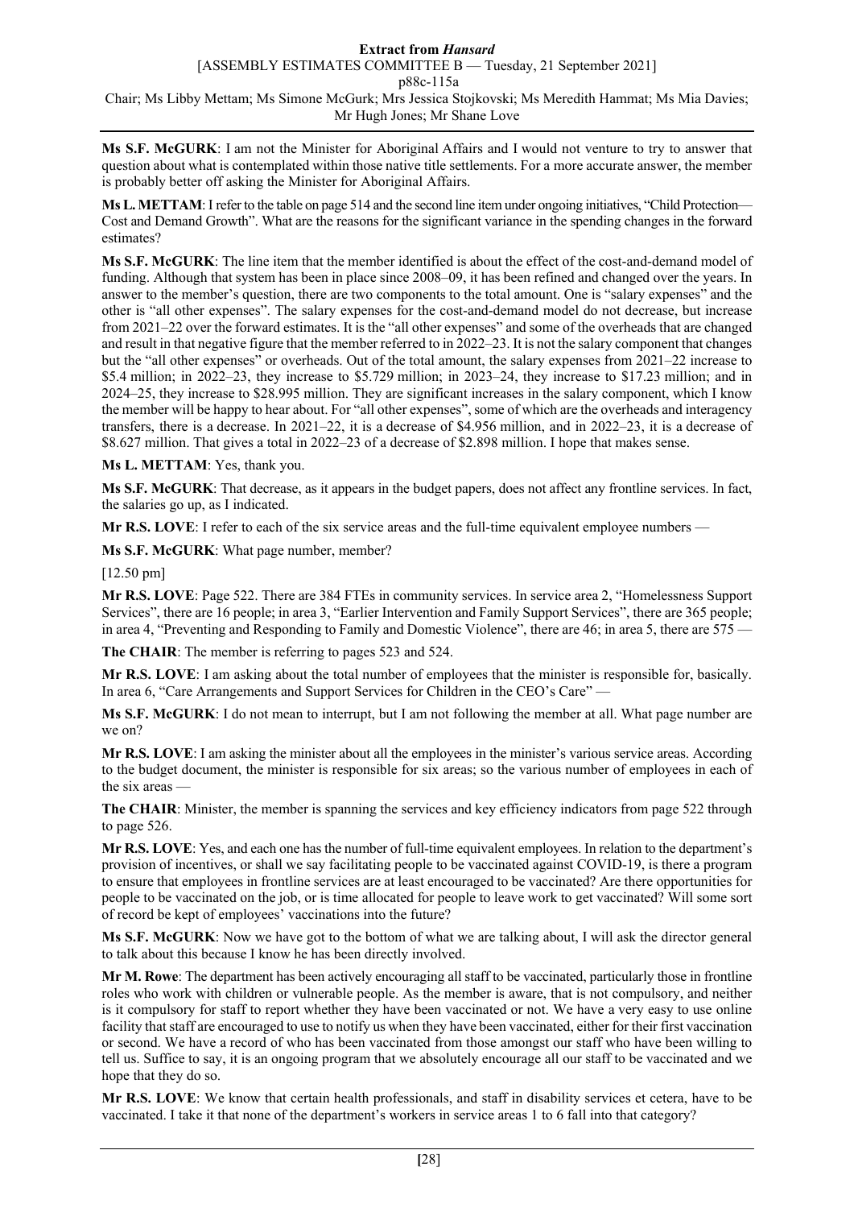**Ms S.F. McGURK**: I am not the Minister for Aboriginal Affairs and I would not venture to try to answer that question about what is contemplated within those native title settlements. For a more accurate answer, the member is probably better off asking the Minister for Aboriginal Affairs.

**Ms L. METTAM**: I refer to the table on page 514 and the second line item under ongoing initiatives, "Child Protection—Cost and Demand Growth". What are the reasons for the significant variance in the spending changes in the forward estimates?

**Ms S.F. McGURK**: The line item that the member identified is about the effect of the cost-and-demand model of funding. Although that system has been in place since 2008–09, it has been refined and changed over the years. In answer to the member's question, there are two components to the total amount. One is "salary expenses" and the other is "all other expenses". The salary expenses for the cost-and-demand model do not decrease, but increase from 2021–22 over the forward estimates. It is the "all other expenses" and some of the overheads that are changed and result in that negative figure that the member referred to in 2022–23. It is not the salary component that changes but the "all other expenses" or overheads. Out of the total amount, the salary expenses from 2021–22 increase to $5.4 million; in 2022–23, they increase to $5.729 million; in 2023–24, they increase to $17.23 million; and in 2024–25, they increase to $28.995 million. They are significant increases in the salary component, which I know the member will be happy to hear about. For "all other expenses", some of which are the overheads and interagency transfers, there is a decrease. In 2021–22, it is a decrease of $4.956 million, and in 2022–23, it is a decrease of $8.627 million. That gives a total in 2022–23 of a decrease of $2.898 million. I hope that makes sense.

**Ms L. METTAM**: Yes, thank you.

**Ms S.F. McGURK**: That decrease, as it appears in the budget papers, does not affect any frontline services. In fact, the salaries go up, as I indicated.

**Mr R.S. LOVE**: I refer to each of the six service areas and the full-time equivalent employee numbers —

**Ms S.F. McGURK**: What page number, member?

[12.50 pm]

**Mr R.S. LOVE**: Page 522. There are 384 FTEs in community services. In service area 2, "Homelessness Support Services", there are 16 people; in area 3, "Earlier Intervention and Family Support Services", there are 365 people; in area 4, "Preventing and Responding to Family and Domestic Violence", there are 46; in area 5, there are 575 —

**The CHAIR**: The member is referring to pages 523 and 524.

**Mr R.S. LOVE**: I am asking about the total number of employees that the minister is responsible for, basically. In area 6, "Care Arrangements and Support Services for Children in the CEO's Care" —

**Ms S.F. McGURK**: I do not mean to interrupt, but I am not following the member at all. What page number are we on?

**Mr R.S. LOVE**: I am asking the minister about all the employees in the minister's various service areas. According to the budget document, the minister is responsible for six areas; so the various number of employees in each of the six areas —

**The CHAIR**: Minister, the member is spanning the services and key efficiency indicators from page 522 through to page 526.

**Mr R.S. LOVE**: Yes, and each one has the number of full-time equivalent employees. In relation to the department's provision of incentives, or shall we say facilitating people to be vaccinated against COVID-19, is there a program to ensure that employees in frontline services are at least encouraged to be vaccinated? Are there opportunities for people to be vaccinated on the job, or is time allocated for people to leave work to get vaccinated? Will some sort of record be kept of employees' vaccinations into the future?

**Ms S.F. McGURK**: Now we have got to the bottom of what we are talking about, I will ask the director general to talk about this because I know he has been directly involved.

**Mr M. Rowe**: The department has been actively encouraging all staff to be vaccinated, particularly those in frontline roles who work with children or vulnerable people. As the member is aware, that is not compulsory, and neither is it compulsory for staff to report whether they have been vaccinated or not. We have a very easy to use online facility that staff are encouraged to use to notify us when they have been vaccinated, either for their first vaccination or second. We have a record of who has been vaccinated from those amongst our staff who have been willing to tell us. Suffice to say, it is an ongoing program that we absolutely encourage all our staff to be vaccinated and we hope that they do so.

**Mr R.S. LOVE**: We know that certain health professionals, and staff in disability services et cetera, have to be vaccinated. I take it that none of the department's workers in service areas 1 to 6 fall into that category?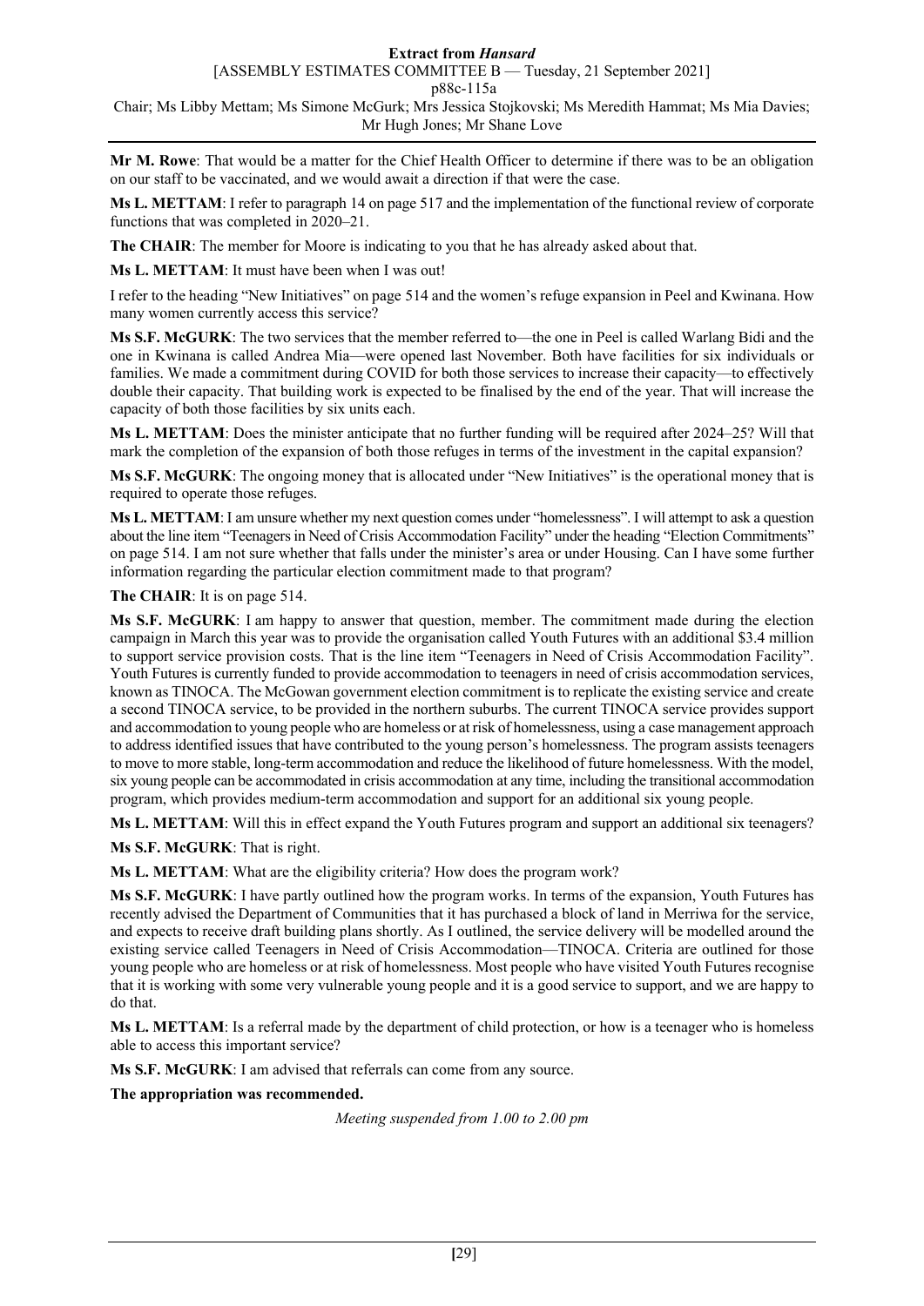**Mr M. Rowe**: That would be a matter for the Chief Health Officer to determine if there was to be an obligation on our staff to be vaccinated, and we would await a direction if that were the case.

**Ms L. METTAM**: I refer to paragraph 14 on page 517 and the implementation of the functional review of corporate functions that was completed in 2020–21.

**The CHAIR**: The member for Moore is indicating to you that he has already asked about that.

**Ms L. METTAM**: It must have been when I was out!

I refer to the heading "New Initiatives" on page 514 and the women's refuge expansion in Peel and Kwinana. How many women currently access this service?

**Ms S.F. McGURK**: The two services that the member referred to—the one in Peel is called Warlang Bidi and the one in Kwinana is called Andrea Mia—were opened last November. Both have facilities for six individuals or families. We made a commitment during COVID for both those services to increase their capacity—to effectively double their capacity. That building work is expected to be finalised by the end of the year. That will increase the capacity of both those facilities by six units each.

**Ms L. METTAM**: Does the minister anticipate that no further funding will be required after 2024–25? Will that mark the completion of the expansion of both those refuges in terms of the investment in the capital expansion?

**Ms S.F. McGURK**: The ongoing money that is allocated under "New Initiatives" is the operational money that is required to operate those refuges.

**Ms L. METTAM**: I am unsure whether my next question comes under "homelessness". I will attempt to ask a question about the line item "Teenagers in Need of Crisis Accommodation Facility" under the heading "Election Commitments" on page 514. I am not sure whether that falls under the minister's area or under Housing. Can I have some further information regarding the particular election commitment made to that program?

**The CHAIR**: It is on page 514.

**Ms S.F. McGURK**: I am happy to answer that question, member. The commitment made during the election campaign in March this year was to provide the organisation called Youth Futures with an additional $3.4 million to support service provision costs. That is the line item "Teenagers in Need of Crisis Accommodation Facility". Youth Futures is currently funded to provide accommodation to teenagers in need of crisis accommodation services, known as TINOCA. The McGowan government election commitment is to replicate the existing service and create a second TINOCA service, to be provided in the northern suburbs. The current TINOCA service provides support and accommodation to young people who are homeless or at risk of homelessness, using a case management approach to address identified issues that have contributed to the young person's homelessness. The program assists teenagers to move to more stable, long-term accommodation and reduce the likelihood of future homelessness. With the model, six young people can be accommodated in crisis accommodation at any time, including the transitional accommodation program, which provides medium-term accommodation and support for an additional six young people.

**Ms L. METTAM**: Will this in effect expand the Youth Futures program and support an additional six teenagers?

**Ms S.F. McGURK**: That is right.

**Ms L. METTAM**: What are the eligibility criteria? How does the program work?

**Ms S.F. McGURK**: I have partly outlined how the program works. In terms of the expansion, Youth Futures has recently advised the Department of Communities that it has purchased a block of land in Merriwa for the service, and expects to receive draft building plans shortly. As I outlined, the service delivery will be modelled around the existing service called Teenagers in Need of Crisis Accommodation—TINOCA. Criteria are outlined for those young people who are homeless or at risk of homelessness. Most people who have visited Youth Futures recognise that it is working with some very vulnerable young people and it is a good service to support, and we are happy to do that.

**Ms L. METTAM**: Is a referral made by the department of child protection, or how is a teenager who is homeless able to access this important service?

**Ms S.F. McGURK**: I am advised that referrals can come from any source.

**The appropriation was recommended.**

*Meeting suspended from 1.00 to 2.00 pm*